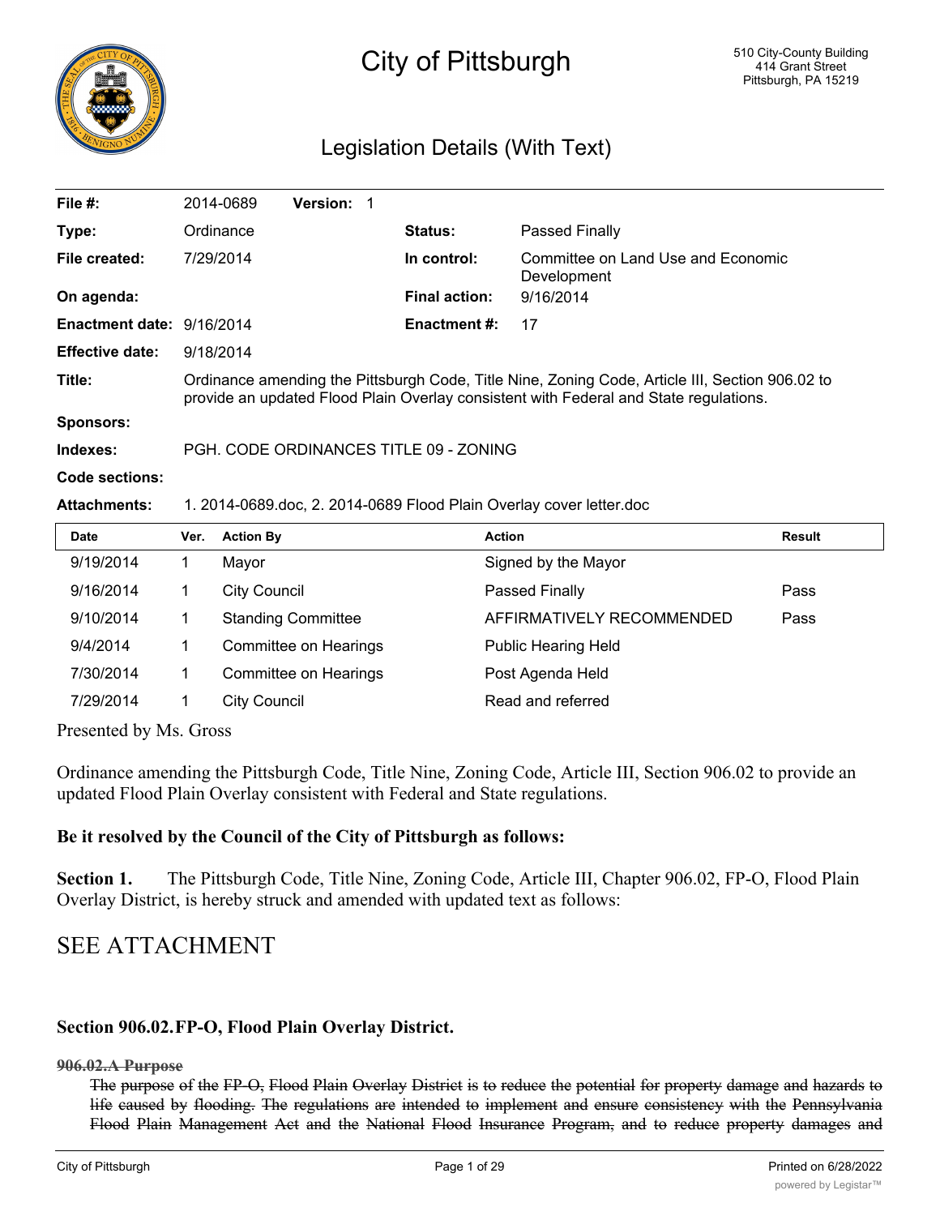# City of Pittsburgh

510 City-County Building
414 Grant Street
Pittsburgh, PA 15219

## Legislation Details (With Text)

| | | | |
|---|---|---|---|
| **File #:** | 2014-0689 **Version:** 1 | | |
| **Type:** | Ordinance | **Status:** | Passed Finally |
| **File created:** | 7/29/2014 | **In control:** | Committee on Land Use and Economic Development |
| **On agenda:** | | **Final action:** | 9/16/2014 |
| **Enactment date:** | 9/16/2014 | **Enactment #:** | 17 |
| **Effective date:** | 9/18/2014 | | |
| **Title:** | Ordinance amending the Pittsburgh Code, Title Nine, Zoning Code, Article III, Section 906.02 to provide an updated Flood Plain Overlay consistent with Federal and State regulations. | | |
| **Sponsors:** | | | |
| **Indexes:** | PGH. CODE ORDINANCES TITLE 09 - ZONING | | |
| **Code sections:** | | | |
| **Attachments:** | 1. 2014-0689.doc, 2. 2014-0689 Flood Plain Overlay cover letter.doc | | |

| Date | Ver. | Action By | Action | Result |
|---|---|---|---|---|
| 9/19/2014 | 1 | Mayor | Signed by the Mayor | |
| 9/16/2014 | 1 | City Council | Passed Finally | Pass |
| 9/10/2014 | 1 | Standing Committee | AFFIRMATIVELY RECOMMENDED | Pass |
| 9/4/2014 | 1 | Committee on Hearings | Public Hearing Held | |
| 7/30/2014 | 1 | Committee on Hearings | Post Agenda Held | |
| 7/29/2014 | 1 | City Council | Read and referred | |

Presented by Ms. Gross

Ordinance amending the Pittsburgh Code, Title Nine, Zoning Code, Article III, Section 906.02 to provide an updated Flood Plain Overlay consistent with Federal and State regulations.

**Be it resolved by the Council of the City of Pittsburgh as follows:**

**Section 1.** The Pittsburgh Code, Title Nine, Zoning Code, Article III, Chapter 906.02, FP-O, Flood Plain Overlay District, is hereby struck and amended with updated text as follows:

# SEE ATTACHMENT

### Section 906.02. FP-O, Flood Plain Overlay District.

~~**906.02.A Purpose**~~

~~The purpose of the FP-O, Flood Plain Overlay District is to reduce the potential for property damage and hazards to life caused by flooding. The regulations are intended to implement and ensure consistency with the Pennsylvania Flood Plain Management Act and the National Flood Insurance Program, and to reduce property damages and~~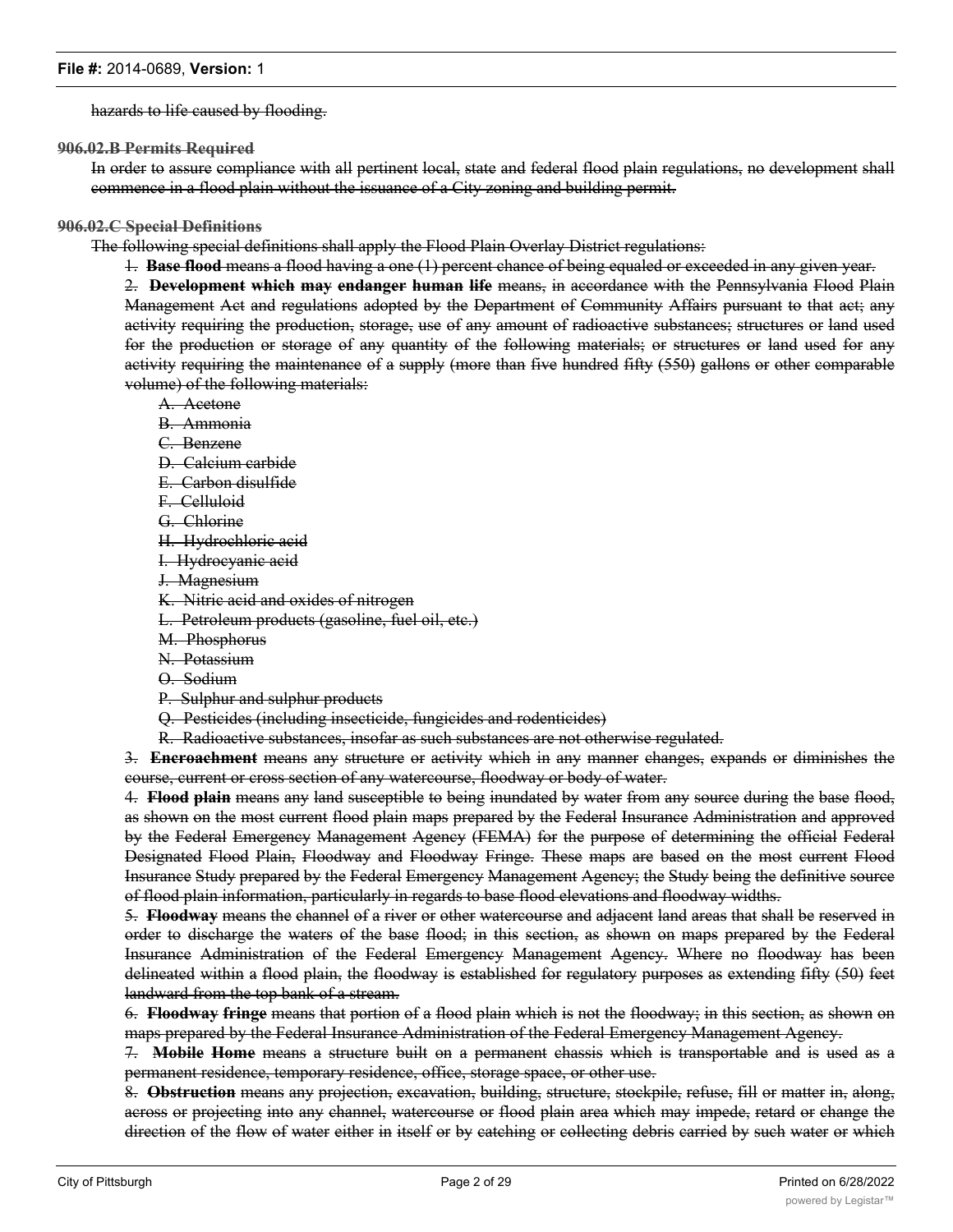hazards to life caused by flooding.

**906.02.B Permits Required**

In order to assure compliance with all pertinent local, state and federal flood plain regulations, no development shall commence in a flood plain without the issuance of a City zoning and building permit.

**906.02.C Special Definitions**

The following special definitions shall apply the Flood Plain Overlay District regulations:

1. **Base flood** means a flood having a one (1) percent chance of being equaled or exceeded in any given year.
2. **Development which may endanger human life** means, in accordance with the Pennsylvania Flood Plain Management Act and regulations adopted by the Department of Community Affairs pursuant to that act; any activity requiring the production, storage, use of any amount of radioactive substances; structures or land used for the production or storage of any quantity of the following materials; or structures or land used for any activity requiring the maintenance of a supply (more than five hundred fifty (550) gallons or other comparable volume) of the following materials:
   - A. Acetone
   - B. Ammonia
   - C. Benzene
   - D. Calcium carbide
   - E. Carbon disulfide
   - F. Celluloid
   - G. Chlorine
   - H. Hydrochloric acid
   - I. Hydrocyanic acid
   - J. Magnesium
   - K. Nitric acid and oxides of nitrogen
   - L. Petroleum products (gasoline, fuel oil, etc.)
   - M. Phosphorus
   - N. Potassium
   - O. Sodium
   - P. Sulphur and sulphur products
   - Q. Pesticides (including insecticide, fungicides and rodenticides)
   - R. Radioactive substances, insofar as such substances are not otherwise regulated.
3. **Encroachment** means any structure or activity which in any manner changes, expands or diminishes the course, current or cross section of any watercourse, floodway or body of water.
4. **Flood plain** means any land susceptible to being inundated by water from any source during the base flood, as shown on the most current flood plain maps prepared by the Federal Insurance Administration and approved by the Federal Emergency Management Agency (FEMA) for the purpose of determining the official Federal Designated Flood Plain, Floodway and Floodway Fringe. These maps are based on the most current Flood Insurance Study prepared by the Federal Emergency Management Agency; the Study being the definitive source of flood plain information, particularly in regards to base flood elevations and floodway widths.
5. **Floodway** means the channel of a river or other watercourse and adjacent land areas that shall be reserved in order to discharge the waters of the base flood; in this section, as shown on maps prepared by the Federal Insurance Administration of the Federal Emergency Management Agency. Where no floodway has been delineated within a flood plain, the floodway is established for regulatory purposes as extending fifty (50) feet landward from the top bank of a stream.
6. **Floodway fringe** means that portion of a flood plain which is not the floodway; in this section, as shown on maps prepared by the Federal Insurance Administration of the Federal Emergency Management Agency.
7. **Mobile Home** means a structure built on a permanent chassis which is transportable and is used as a permanent residence, temporary residence, office, storage space, or other use.
8. **Obstruction** means any projection, excavation, building, structure, stockpile, refuse, fill or matter in, along, across or projecting into any channel, watercourse or flood plain area which may impede, retard or change the direction of the flow of water either in itself or by catching or collecting debris carried by such water or which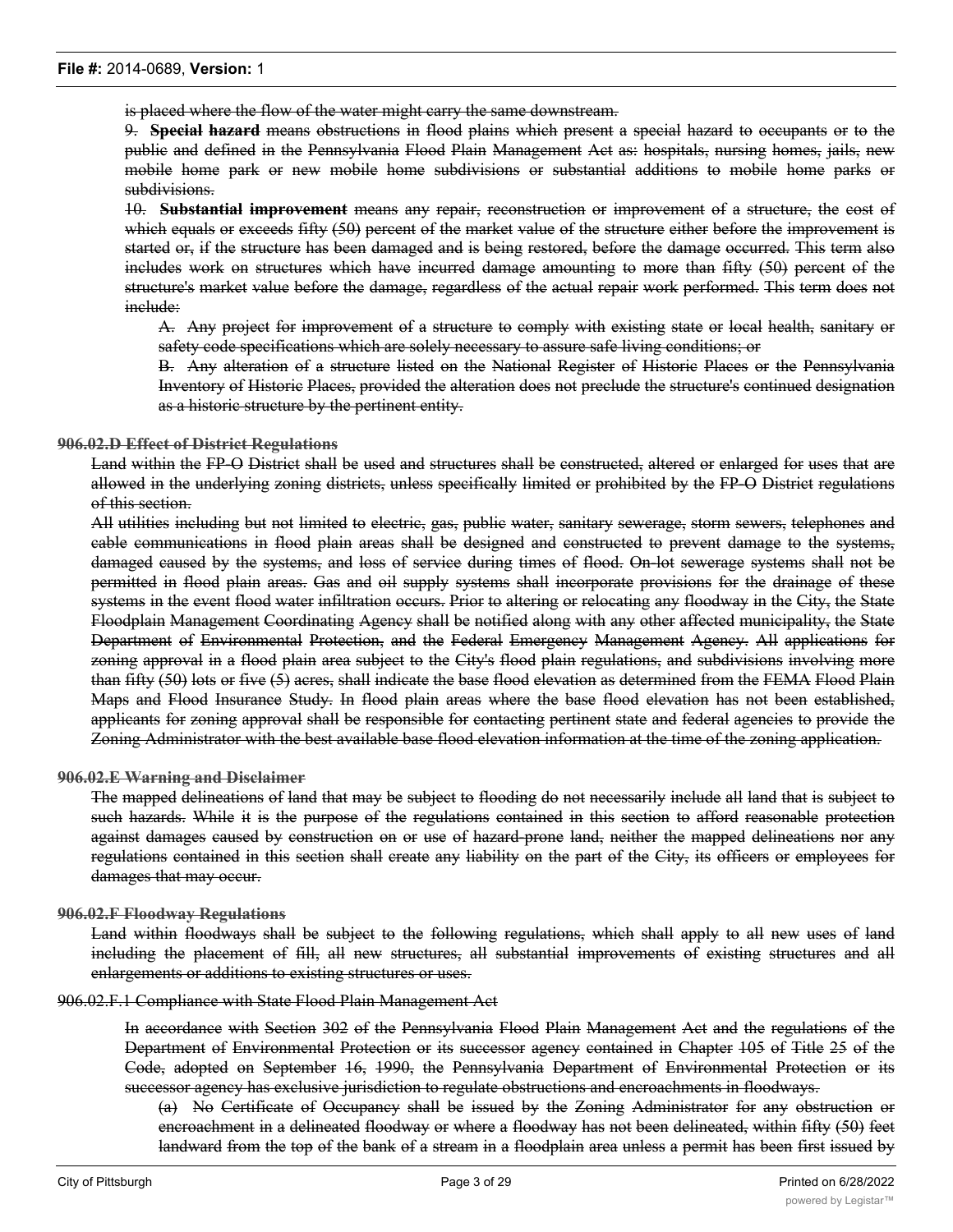is placed where the flow of the water might carry the same downstream.

9. **Special hazard** means obstructions in flood plains which present a special hazard to occupants or to the public and defined in the Pennsylvania Flood Plain Management Act as: hospitals, nursing homes, jails, new mobile home park or new mobile home subdivisions or substantial additions to mobile home parks or subdivisions.

10. **Substantial improvement** means any repair, reconstruction or improvement of a structure, the cost of which equals or exceeds fifty (50) percent of the market value of the structure either before the improvement is started or, if the structure has been damaged and is being restored, before the damage occurred. This term also includes work on structures which have incurred damage amounting to more than fifty (50) percent of the structure's market value before the damage, regardless of the actual repair work performed. This term does not include:

A. Any project for improvement of a structure to comply with existing state or local health, sanitary or safety code specifications which are solely necessary to assure safe living conditions; or

B. Any alteration of a structure listed on the National Register of Historic Places or the Pennsylvania Inventory of Historic Places, provided the alteration does not preclude the structure's continued designation as a historic structure by the pertinent entity.

**906.02.D Effect of District Regulations**

Land within the FP-O District shall be used and structures shall be constructed, altered or enlarged for uses that are allowed in the underlying zoning districts, unless specifically limited or prohibited by the FP-O District regulations of this section.

All utilities including but not limited to electric, gas, public water, sanitary sewerage, storm sewers, telephones and cable communications in flood plain areas shall be designed and constructed to prevent damage to the systems, damaged caused by the systems, and loss of service during times of flood. On-lot sewerage systems shall not be permitted in flood plain areas. Gas and oil supply systems shall incorporate provisions for the drainage of these systems in the event flood water infiltration occurs. Prior to altering or relocating any floodway in the City, the State Floodplain Management Coordinating Agency shall be notified along with any other affected municipality, the State Department of Environmental Protection, and the Federal Emergency Management Agency. All applications for zoning approval in a flood plain area subject to the City's flood plain regulations, and subdivisions involving more than fifty (50) lots or five (5) acres, shall indicate the base flood elevation as determined from the FEMA Flood Plain Maps and Flood Insurance Study. In flood plain areas where the base flood elevation has not been established, applicants for zoning approval shall be responsible for contacting pertinent state and federal agencies to provide the Zoning Administrator with the best available base flood elevation information at the time of the zoning application.

**906.02.E Warning and Disclaimer**

The mapped delineations of land that may be subject to flooding do not necessarily include all land that is subject to such hazards. While it is the purpose of the regulations contained in this section to afford reasonable protection against damages caused by construction on or use of hazard-prone land, neither the mapped delineations nor any regulations contained in this section shall create any liability on the part of the City, its officers or employees for damages that may occur.

**906.02.F Floodway Regulations**

Land within floodways shall be subject to the following regulations, which shall apply to all new uses of land including the placement of fill, all new structures, all substantial improvements of existing structures and all enlargements or additions to existing structures or uses.

906.02.F.1 Compliance with State Flood Plain Management Act

In accordance with Section 302 of the Pennsylvania Flood Plain Management Act and the regulations of the Department of Environmental Protection or its successor agency contained in Chapter 105 of Title 25 of the Code, adopted on September 16, 1990, the Pennsylvania Department of Environmental Protection or its successor agency has exclusive jurisdiction to regulate obstructions and encroachments in floodways.

(a) No Certificate of Occupancy shall be issued by the Zoning Administrator for any obstruction or encroachment in a delineated floodway or where a floodway has not been delineated, within fifty (50) feet landward from the top of the bank of a stream in a floodplain area unless a permit has been first issued by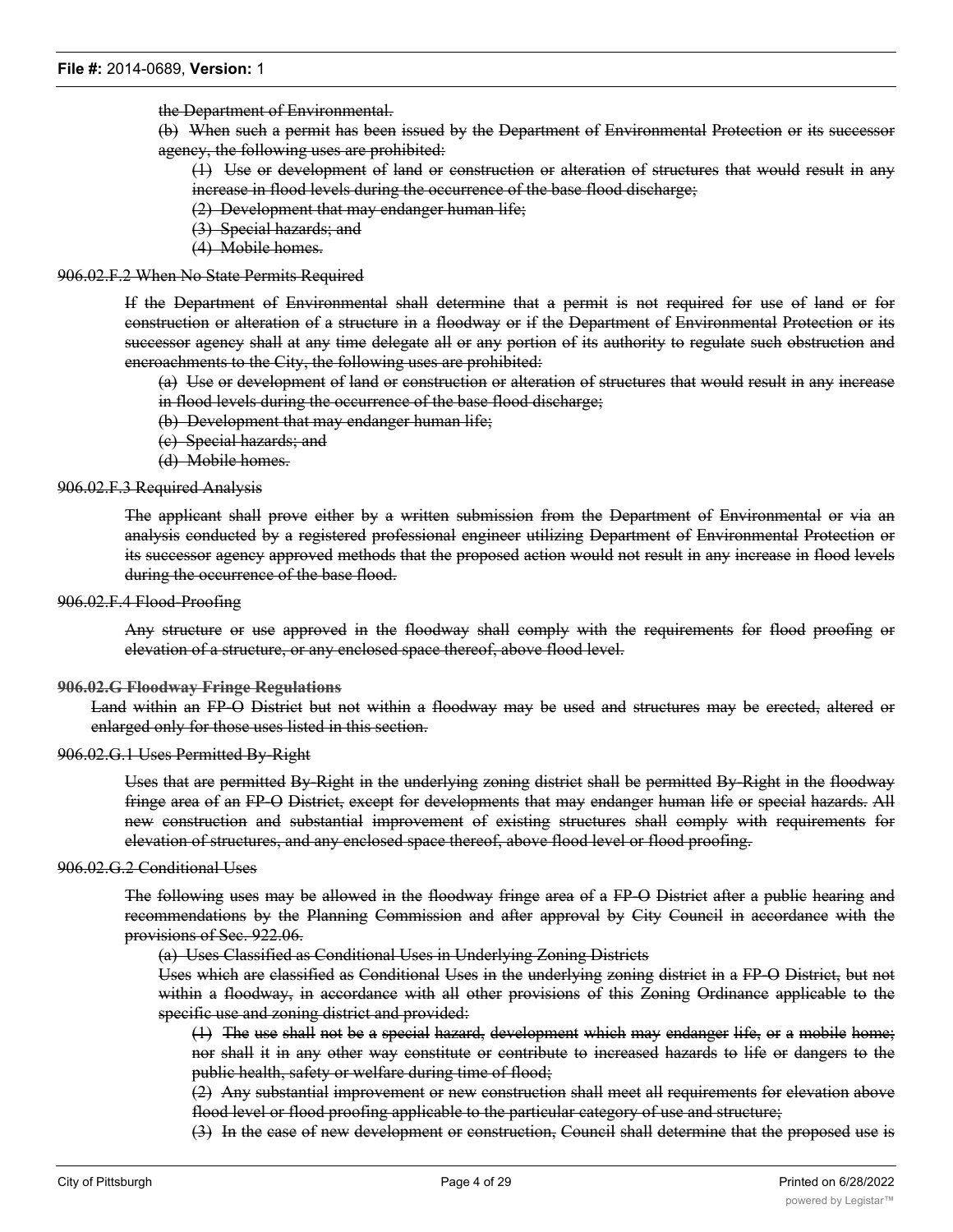~~the Department of Environmental.~~

~~(b) When such a permit has been issued by the Department of Environmental Protection or its successor agency, the following uses are prohibited:~~

~~(1) Use or development of land or construction or alteration of structures that would result in any increase in flood levels during the occurrence of the base flood discharge;~~

~~(2) Development that may endanger human life;~~

~~(3) Special hazards; and~~

~~(4) Mobile homes.~~

~~906.02.F.2 When No State Permits Required~~

~~If the Department of Environmental shall determine that a permit is not required for use of land or for construction or alteration of a structure in a floodway or if the Department of Environmental Protection or its successor agency shall at any time delegate all or any portion of its authority to regulate such obstruction and encroachments to the City, the following uses are prohibited:~~

~~(a) Use or development of land or construction or alteration of structures that would result in any increase in flood levels during the occurrence of the base flood discharge;~~

~~(b) Development that may endanger human life;~~

~~(c) Special hazards; and~~

~~(d) Mobile homes.~~

~~906.02.F.3 Required Analysis~~

~~The applicant shall prove either by a written submission from the Department of Environmental or via an analysis conducted by a registered professional engineer utilizing Department of Environmental Protection or its successor agency approved methods that the proposed action would not result in any increase in flood levels during the occurrence of the base flood.~~

~~906.02.F.4 Flood-Proofing~~

~~Any structure or use approved in the floodway shall comply with the requirements for flood proofing or elevation of a structure, or any enclosed space thereof, above flood level.~~

~~**906.02.G Floodway Fringe Regulations**~~

~~Land within an FP-O District but not within a floodway may be used and structures may be erected, altered or enlarged only for those uses listed in this section.~~

~~906.02.G.1 Uses Permitted By-Right~~

~~Uses that are permitted By-Right in the underlying zoning district shall be permitted By-Right in the floodway fringe area of an FP-O District, except for developments that may endanger human life or special hazards. All new construction and substantial improvement of existing structures shall comply with requirements for elevation of structures, and any enclosed space thereof, above flood level or flood proofing.~~

~~906.02.G.2 Conditional Uses~~

~~The following uses may be allowed in the floodway fringe area of a FP-O District after a public hearing and recommendations by the Planning Commission and after approval by City Council in accordance with the provisions of Sec. 922.06.~~

~~(a) Uses Classified as Conditional Uses in Underlying Zoning Districts~~

~~Uses which are classified as Conditional Uses in the underlying zoning district in a FP-O District, but not within a floodway, in accordance with all other provisions of this Zoning Ordinance applicable to the specific use and zoning district and provided:~~

~~(1) The use shall not be a special hazard, development which may endanger life, or a mobile home; nor shall it in any other way constitute or contribute to increased hazards to life or dangers to the public health, safety or welfare during time of flood;~~

~~(2) Any substantial improvement or new construction shall meet all requirements for elevation above flood level or flood proofing applicable to the particular category of use and structure;~~

~~(3) In the case of new development or construction, Council shall determine that the proposed use is~~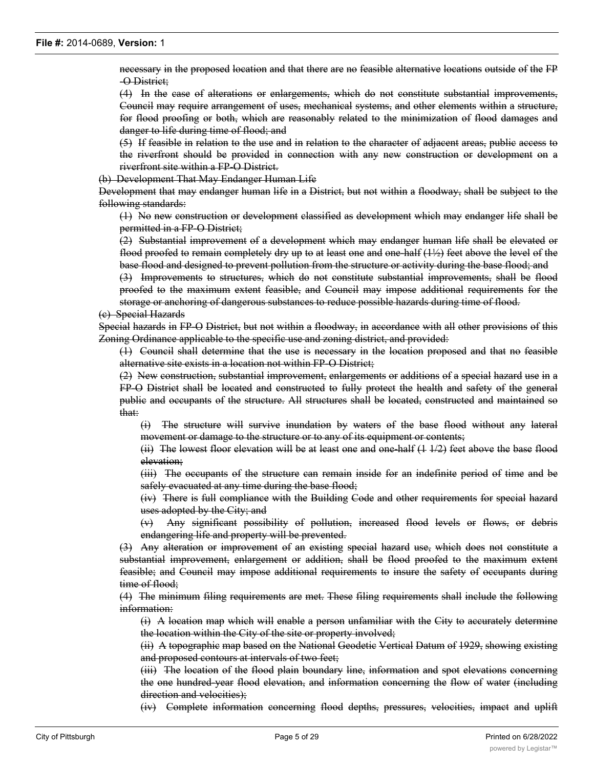~~necessary in the proposed location and that there are no feasible alternative locations outside of the FP-O District;~~

~~(4) In the case of alterations or enlargements, which do not constitute substantial improvements, Council may require arrangement of uses, mechanical systems, and other elements within a structure, for flood proofing or both, which are reasonably related to the minimization of flood damages and danger to life during time of flood; and~~

~~(5) If feasible in relation to the use and in relation to the character of adjacent areas, public access to the riverfront should be provided in connection with any new construction or development on a riverfront site within a FP-O District.~~

~~(b) Development That May Endanger Human Life~~

~~Development that may endanger human life in a District, but not within a floodway, shall be subject to the following standards:~~

~~(1) No new construction or development classified as development which may endanger life shall be permitted in a FP-O District;~~

~~(2) Substantial improvement of a development which may endanger human life shall be elevated or flood proofed to remain completely dry up to at least one and one-half (1½) feet above the level of the base flood and designed to prevent pollution from the structure or activity during the base flood; and~~

~~(3) Improvements to structures, which do not constitute substantial improvements, shall be flood proofed to the maximum extent feasible, and Council may impose additional requirements for the storage or anchoring of dangerous substances to reduce possible hazards during time of flood.~~

~~(c) Special Hazards~~

~~Special hazards in FP-O District, but not within a floodway, in accordance with all other provisions of this Zoning Ordinance applicable to the specific use and zoning district, and provided:~~

~~(1) Council shall determine that the use is necessary in the location proposed and that no feasible alternative site exists in a location not within FP-O District;~~

~~(2) New construction, substantial improvement, enlargements or additions of a special hazard use in a FP-O District shall be located and constructed to fully protect the health and safety of the general public and occupants of the structure. All structures shall be located, constructed and maintained so that:~~

~~(i) The structure will survive inundation by waters of the base flood without any lateral movement or damage to the structure or to any of its equipment or contents;~~

~~(ii) The lowest floor elevation will be at least one and one-half (1 1/2) feet above the base flood elevation;~~

~~(iii) The occupants of the structure can remain inside for an indefinite period of time and be safely evacuated at any time during the base flood;~~

~~(iv) There is full compliance with the Building Code and other requirements for special hazard uses adopted by the City; and~~

~~(v) Any significant possibility of pollution, increased flood levels or flows, or debris endangering life and property will be prevented.~~

~~(3) Any alteration or improvement of an existing special hazard use, which does not constitute a substantial improvement, enlargement or addition, shall be flood proofed to the maximum extent feasible; and Council may impose additional requirements to insure the safety of occupants during time of flood;~~

~~(4) The minimum filing requirements are met. These filing requirements shall include the following information:~~

~~(i) A location map which will enable a person unfamiliar with the City to accurately determine the location within the City of the site or property involved;~~

~~(ii) A topographic map based on the National Geodetic Vertical Datum of 1929, showing existing and proposed contours at intervals of two feet;~~

~~(iii) The location of the flood plain boundary line, information and spot elevations concerning the one hundred-year flood elevation, and information concerning the flow of water (including direction and velocities);~~

~~(iv) Complete information concerning flood depths, pressures, velocities, impact and uplift~~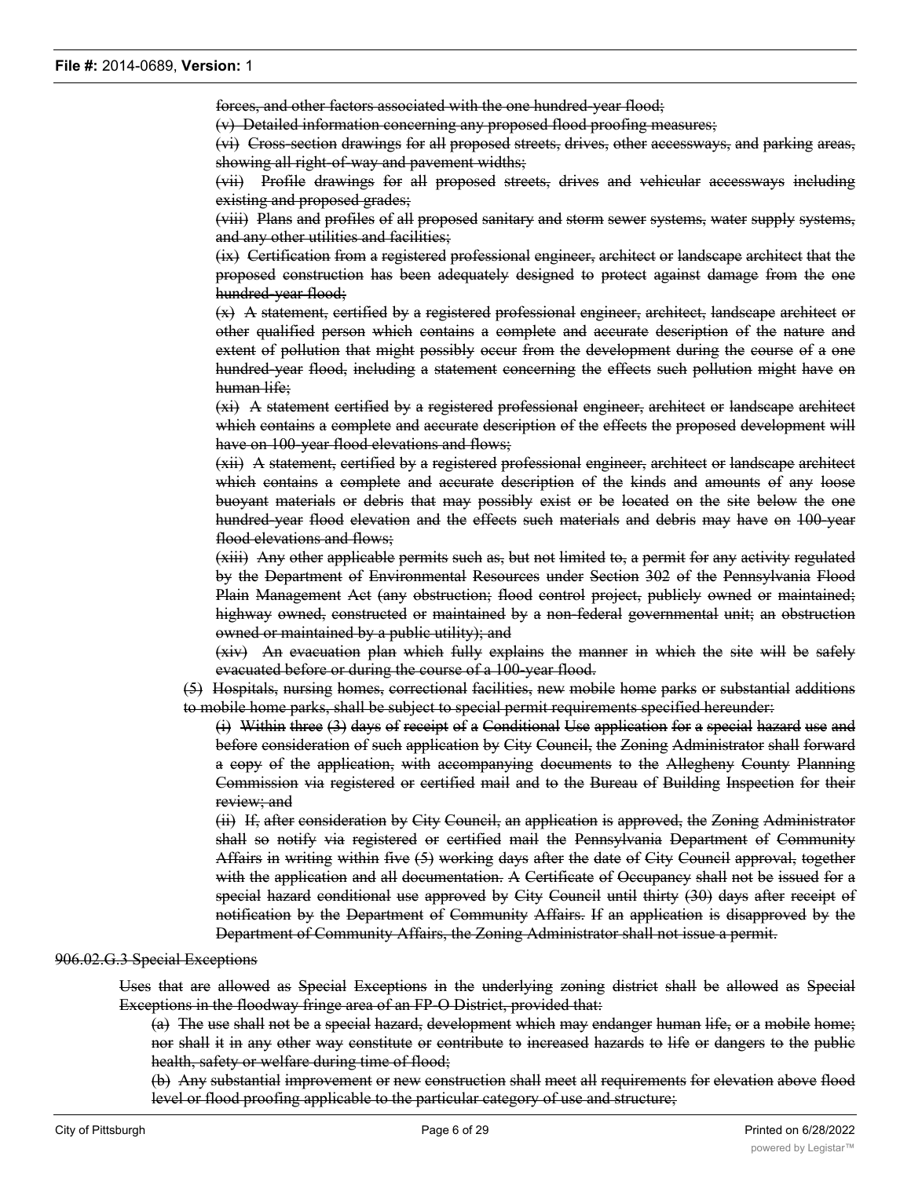~~forces, and other factors associated with the one hundred-year flood;~~

~~(v) Detailed information concerning any proposed flood proofing measures;~~

~~(vi) Cross-section drawings for all proposed streets, drives, other accessways, and parking areas, showing all right-of-way and pavement widths;~~

~~(vii) Profile drawings for all proposed streets, drives and vehicular accessways including existing and proposed grades;~~

~~(viii) Plans and profiles of all proposed sanitary and storm sewer systems, water supply systems, and any other utilities and facilities;~~

~~(ix) Certification from a registered professional engineer, architect or landscape architect that the proposed construction has been adequately designed to protect against damage from the one hundred-year flood;~~

~~(x) A statement, certified by a registered professional engineer, architect, landscape architect or other qualified person which contains a complete and accurate description of the nature and extent of pollution that might possibly occur from the development during the course of a one hundred-year flood, including a statement concerning the effects such pollution might have on human life;~~

~~(xi) A statement certified by a registered professional engineer, architect or landscape architect which contains a complete and accurate description of the effects the proposed development will have on 100-year flood elevations and flows;~~

~~(xii) A statement, certified by a registered professional engineer, architect or landscape architect which contains a complete and accurate description of the kinds and amounts of any loose buoyant materials or debris that may possibly exist or be located on the site below the one hundred-year flood elevation and the effects such materials and debris may have on 100-year flood elevations and flows;~~

~~(xiii) Any other applicable permits such as, but not limited to, a permit for any activity regulated by the Department of Environmental Resources under Section 302 of the Pennsylvania Flood Plain Management Act (any obstruction; flood control project, publicly owned or maintained; highway owned, constructed or maintained by a non-federal governmental unit; an obstruction owned or maintained by a public utility); and~~

~~(xiv) An evacuation plan which fully explains the manner in which the site will be safely evacuated before or during the course of a 100-year flood.~~

~~(5) Hospitals, nursing homes, correctional facilities, new mobile home parks or substantial additions to mobile home parks, shall be subject to special permit requirements specified hereunder:~~

~~(i) Within three (3) days of receipt of a Conditional Use application for a special hazard use and before consideration of such application by City Council, the Zoning Administrator shall forward a copy of the application, with accompanying documents to the Allegheny County Planning Commission via registered or certified mail and to the Bureau of Building Inspection for their review; and~~

~~(ii) If, after consideration by City Council, an application is approved, the Zoning Administrator shall so notify via registered or certified mail the Pennsylvania Department of Community Affairs in writing within five (5) working days after the date of City Council approval, together with the application and all documentation. A Certificate of Occupancy shall not be issued for a special hazard conditional use approved by City Council until thirty (30) days after receipt of notification by the Department of Community Affairs. If an application is disapproved by the Department of Community Affairs, the Zoning Administrator shall not issue a permit.~~

~~906.02.G.3 Special Exceptions~~

~~Uses that are allowed as Special Exceptions in the underlying zoning district shall be allowed as Special Exceptions in the floodway fringe area of an FP-O District, provided that:~~

~~(a) The use shall not be a special hazard, development which may endanger human life, or a mobile home; nor shall it in any other way constitute or contribute to increased hazards to life or dangers to the public health, safety or welfare during time of flood;~~

~~(b) Any substantial improvement or new construction shall meet all requirements for elevation above flood level or flood proofing applicable to the particular category of use and structure;~~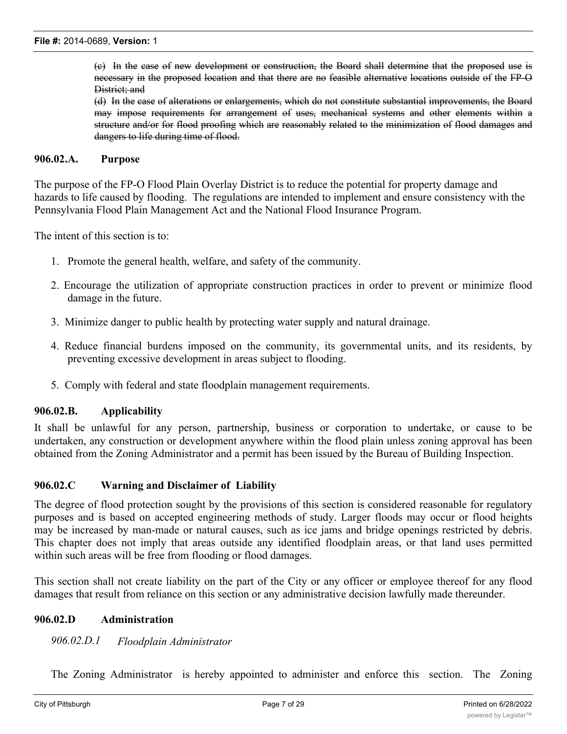~~(c) In the case of new development or construction, the Board shall determine that the proposed use is necessary in the proposed location and that there are no feasible alternative locations outside of the FP-O District; and~~

~~(d) In the case of alterations or enlargements, which do not constitute substantial improvements, the Board may impose requirements for arrangement of uses, mechanical systems and other elements within a structure and/or for flood proofing which are reasonably related to the minimization of flood damages and dangers to life during time of flood.~~

### 906.02.A. Purpose

The purpose of the FP-O Flood Plain Overlay District is to reduce the potential for property damage and hazards to life caused by flooding. The regulations are intended to implement and ensure consistency with the Pennsylvania Flood Plain Management Act and the National Flood Insurance Program.

The intent of this section is to:

1. Promote the general health, welfare, and safety of the community.
2. Encourage the utilization of appropriate construction practices in order to prevent or minimize flood damage in the future.
3. Minimize danger to public health by protecting water supply and natural drainage.
4. Reduce financial burdens imposed on the community, its governmental units, and its residents, by preventing excessive development in areas subject to flooding.
5. Comply with federal and state floodplain management requirements.

### 906.02.B. Applicability

It shall be unlawful for any person, partnership, business or corporation to undertake, or cause to be undertaken, any construction or development anywhere within the flood plain unless zoning approval has been obtained from the Zoning Administrator and a permit has been issued by the Bureau of Building Inspection.

### 906.02.C Warning and Disclaimer of Liability

The degree of flood protection sought by the provisions of this section is considered reasonable for regulatory purposes and is based on accepted engineering methods of study. Larger floods may occur or flood heights may be increased by man-made or natural causes, such as ice jams and bridge openings restricted by debris. This chapter does not imply that areas outside any identified floodplain areas, or that land uses permitted within such areas will be free from flooding or flood damages.

This section shall not create liability on the part of the City or any officer or employee thereof for any flood damages that result from reliance on this section or any administrative decision lawfully made thereunder.

### 906.02.D Administration

#### *906.02.D.1 Floodplain Administrator*

The Zoning Administrator is hereby appointed to administer and enforce this section. The Zoning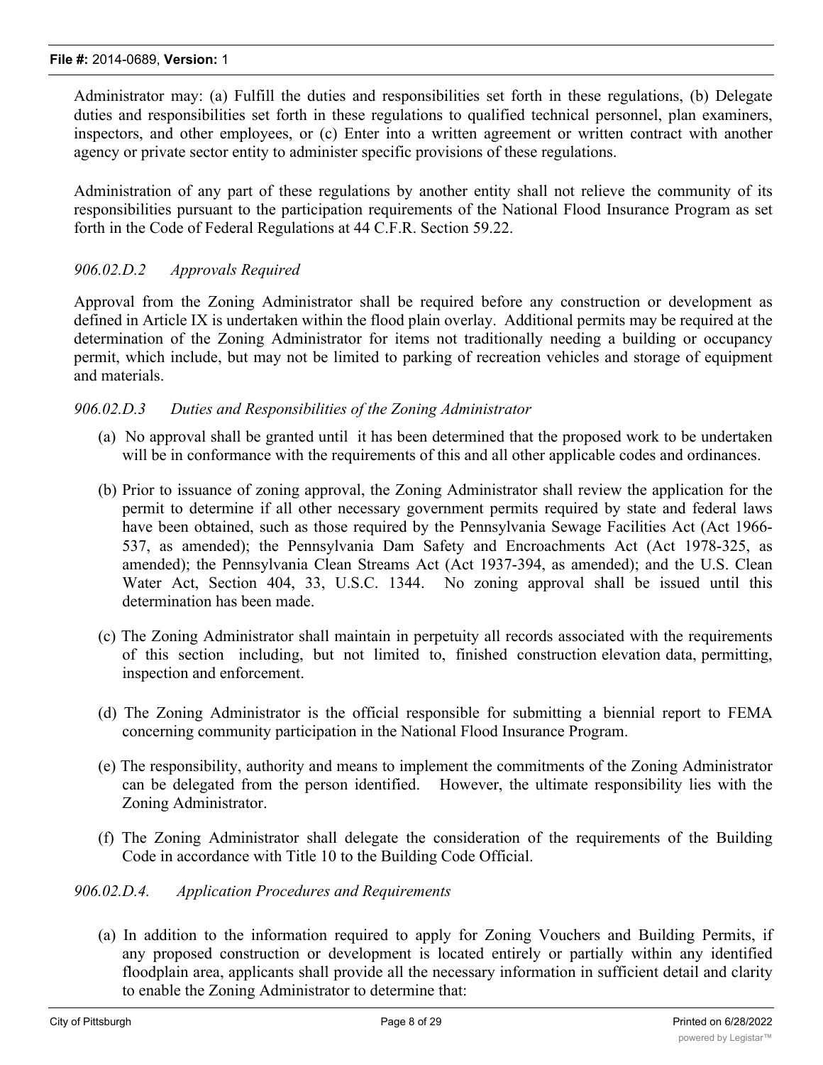Administrator may: (a) Fulfill the duties and responsibilities set forth in these regulations, (b) Delegate duties and responsibilities set forth in these regulations to qualified technical personnel, plan examiners, inspectors, and other employees, or (c) Enter into a written agreement or written contract with another agency or private sector entity to administer specific provisions of these regulations.

Administration of any part of these regulations by another entity shall not relieve the community of its responsibilities pursuant to the participation requirements of the National Flood Insurance Program as set forth in the Code of Federal Regulations at 44 C.F.R. Section 59.22.

*906.02.D.2 Approvals Required*

Approval from the Zoning Administrator shall be required before any construction or development as defined in Article IX is undertaken within the flood plain overlay. Additional permits may be required at the determination of the Zoning Administrator for items not traditionally needing a building or occupancy permit, which include, but may not be limited to parking of recreation vehicles and storage of equipment and materials.

*906.02.D.3 Duties and Responsibilities of the Zoning Administrator*

(a) No approval shall be granted until it has been determined that the proposed work to be undertaken will be in conformance with the requirements of this and all other applicable codes and ordinances.

(b) Prior to issuance of zoning approval, the Zoning Administrator shall review the application for the permit to determine if all other necessary government permits required by state and federal laws have been obtained, such as those required by the Pennsylvania Sewage Facilities Act (Act 1966-537, as amended); the Pennsylvania Dam Safety and Encroachments Act (Act 1978-325, as amended); the Pennsylvania Clean Streams Act (Act 1937-394, as amended); and the U.S. Clean Water Act, Section 404, 33, U.S.C. 1344. No zoning approval shall be issued until this determination has been made.

(c) The Zoning Administrator shall maintain in perpetuity all records associated with the requirements of this section including, but not limited to, finished construction elevation data, permitting, inspection and enforcement.

(d) The Zoning Administrator is the official responsible for submitting a biennial report to FEMA concerning community participation in the National Flood Insurance Program.

(e) The responsibility, authority and means to implement the commitments of the Zoning Administrator can be delegated from the person identified. However, the ultimate responsibility lies with the Zoning Administrator.

(f) The Zoning Administrator shall delegate the consideration of the requirements of the Building Code in accordance with Title 10 to the Building Code Official.

*906.02.D.4. Application Procedures and Requirements*

(a) In addition to the information required to apply for Zoning Vouchers and Building Permits, if any proposed construction or development is located entirely or partially within any identified floodplain area, applicants shall provide all the necessary information in sufficient detail and clarity to enable the Zoning Administrator to determine that: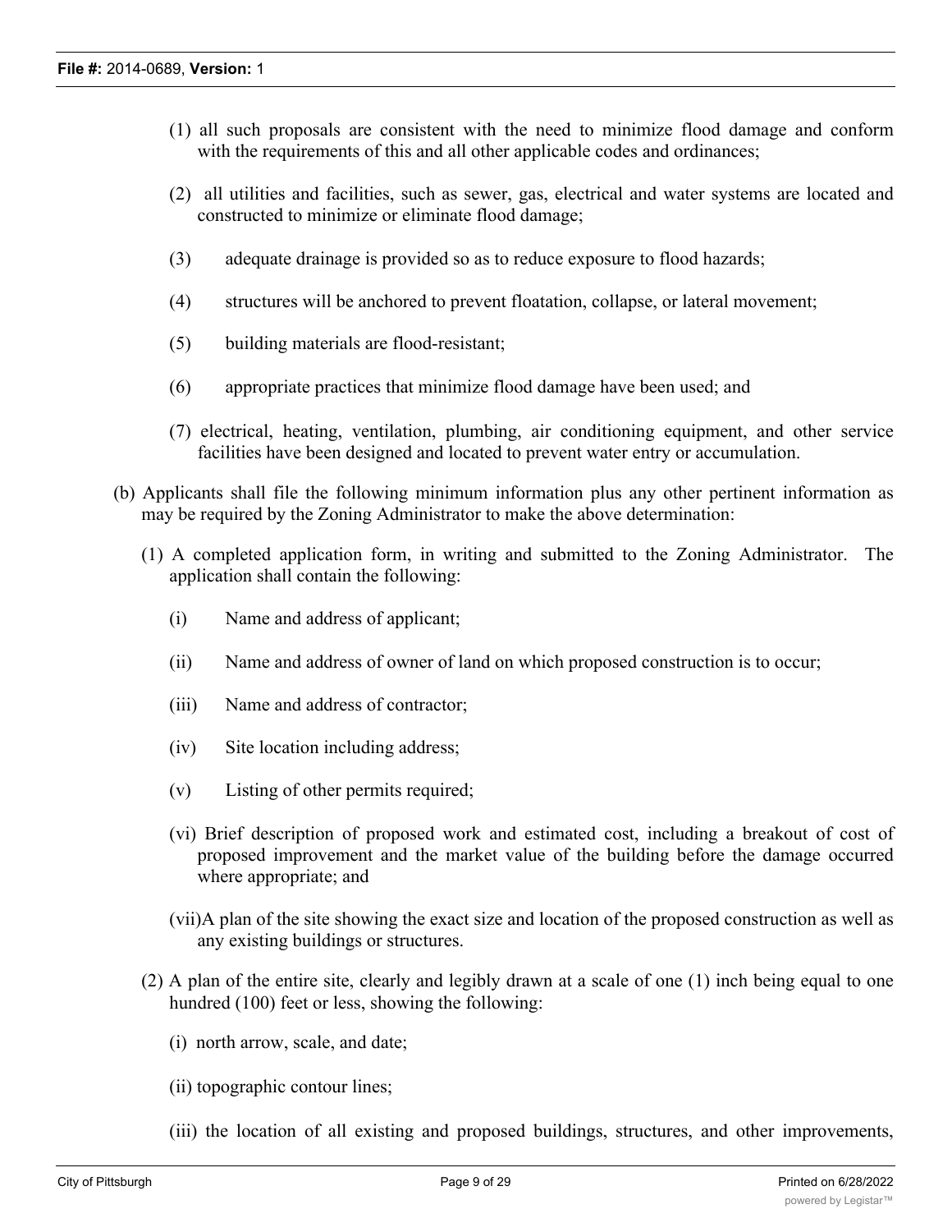(1) all such proposals are consistent with the need to minimize flood damage and conform with the requirements of this and all other applicable codes and ordinances;

(2) all utilities and facilities, such as sewer, gas, electrical and water systems are located and constructed to minimize or eliminate flood damage;

(3) adequate drainage is provided so as to reduce exposure to flood hazards;

(4) structures will be anchored to prevent floatation, collapse, or lateral movement;

(5) building materials are flood-resistant;

(6) appropriate practices that minimize flood damage have been used; and

(7) electrical, heating, ventilation, plumbing, air conditioning equipment, and other service facilities have been designed and located to prevent water entry or accumulation.

(b) Applicants shall file the following minimum information plus any other pertinent information as may be required by the Zoning Administrator to make the above determination:

(1) A completed application form, in writing and submitted to the Zoning Administrator. The application shall contain the following:

(i) Name and address of applicant;

(ii) Name and address of owner of land on which proposed construction is to occur;

(iii) Name and address of contractor;

(iv) Site location including address;

(v) Listing of other permits required;

(vi) Brief description of proposed work and estimated cost, including a breakout of cost of proposed improvement and the market value of the building before the damage occurred where appropriate; and

(vii)A plan of the site showing the exact size and location of the proposed construction as well as any existing buildings or structures.

(2) A plan of the entire site, clearly and legibly drawn at a scale of one (1) inch being equal to one hundred (100) feet or less, showing the following:

(i) north arrow, scale, and date;

(ii) topographic contour lines;

(iii) the location of all existing and proposed buildings, structures, and other improvements,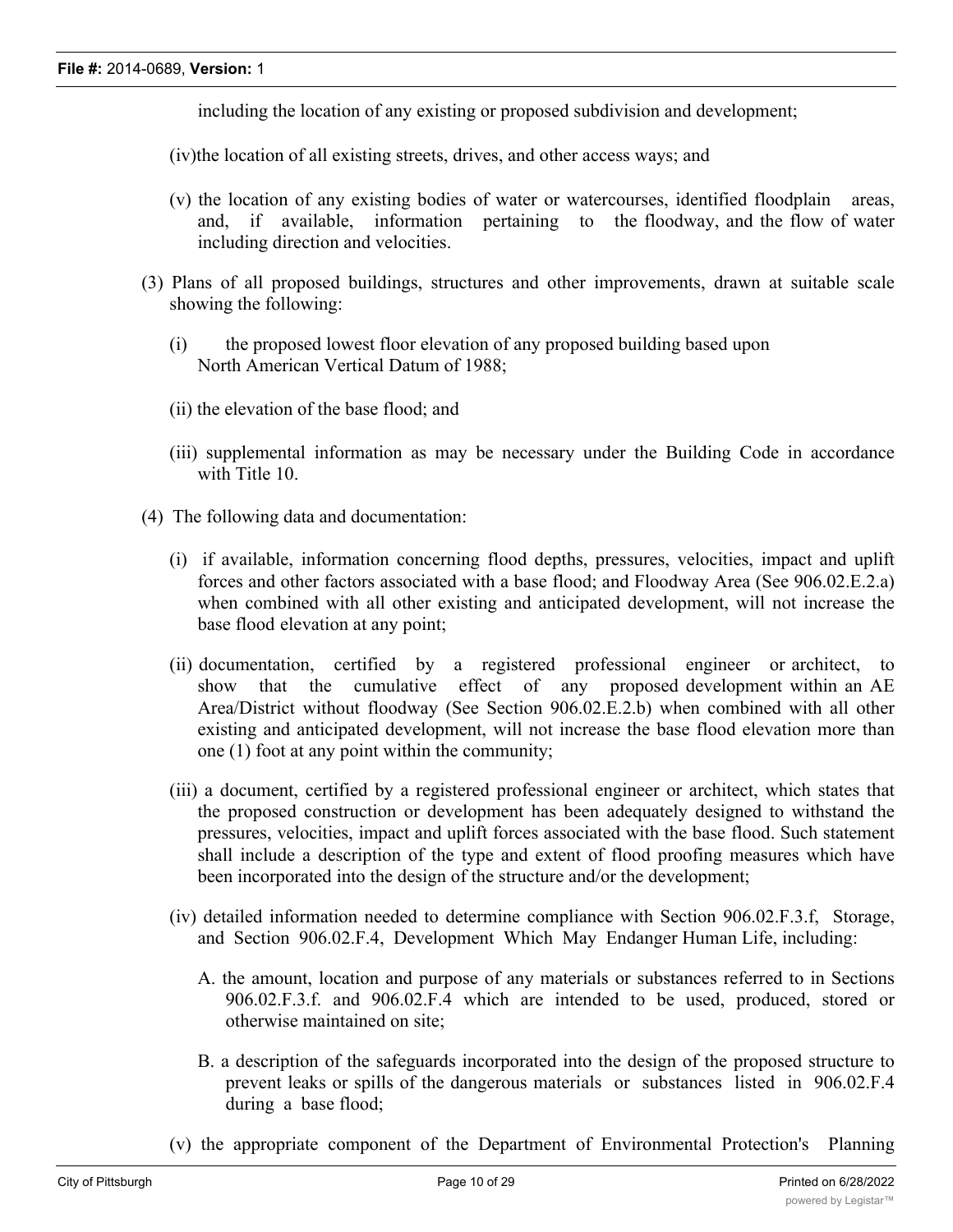including the location of any existing or proposed subdivision and development;

(iv)the location of all existing streets, drives, and other access ways; and

(v) the location of any existing bodies of water or watercourses, identified floodplain areas, and, if available, information pertaining to the floodway, and the flow of water including direction and velocities.

(3) Plans of all proposed buildings, structures and other improvements, drawn at suitable scale showing the following:

(i) the proposed lowest floor elevation of any proposed building based upon North American Vertical Datum of 1988;

(ii) the elevation of the base flood; and

(iii) supplemental information as may be necessary under the Building Code in accordance with Title 10.

(4) The following data and documentation:

(i) if available, information concerning flood depths, pressures, velocities, impact and uplift forces and other factors associated with a base flood; and Floodway Area (See 906.02.E.2.a) when combined with all other existing and anticipated development, will not increase the base flood elevation at any point;

(ii) documentation, certified by a registered professional engineer or architect, to show that the cumulative effect of any proposed development within an AE Area/District without floodway (See Section 906.02.E.2.b) when combined with all other existing and anticipated development, will not increase the base flood elevation more than one (1) foot at any point within the community;

(iii) a document, certified by a registered professional engineer or architect, which states that the proposed construction or development has been adequately designed to withstand the pressures, velocities, impact and uplift forces associated with the base flood. Such statement shall include a description of the type and extent of flood proofing measures which have been incorporated into the design of the structure and/or the development;

(iv) detailed information needed to determine compliance with Section 906.02.F.3.f, Storage, and Section 906.02.F.4, Development Which May Endanger Human Life, including:

A. the amount, location and purpose of any materials or substances referred to in Sections 906.02.F.3.f. and 906.02.F.4 which are intended to be used, produced, stored or otherwise maintained on site;

B. a description of the safeguards incorporated into the design of the proposed structure to prevent leaks or spills of the dangerous materials or substances listed in 906.02.F.4 during a base flood;

(v) the appropriate component of the Department of Environmental Protection's Planning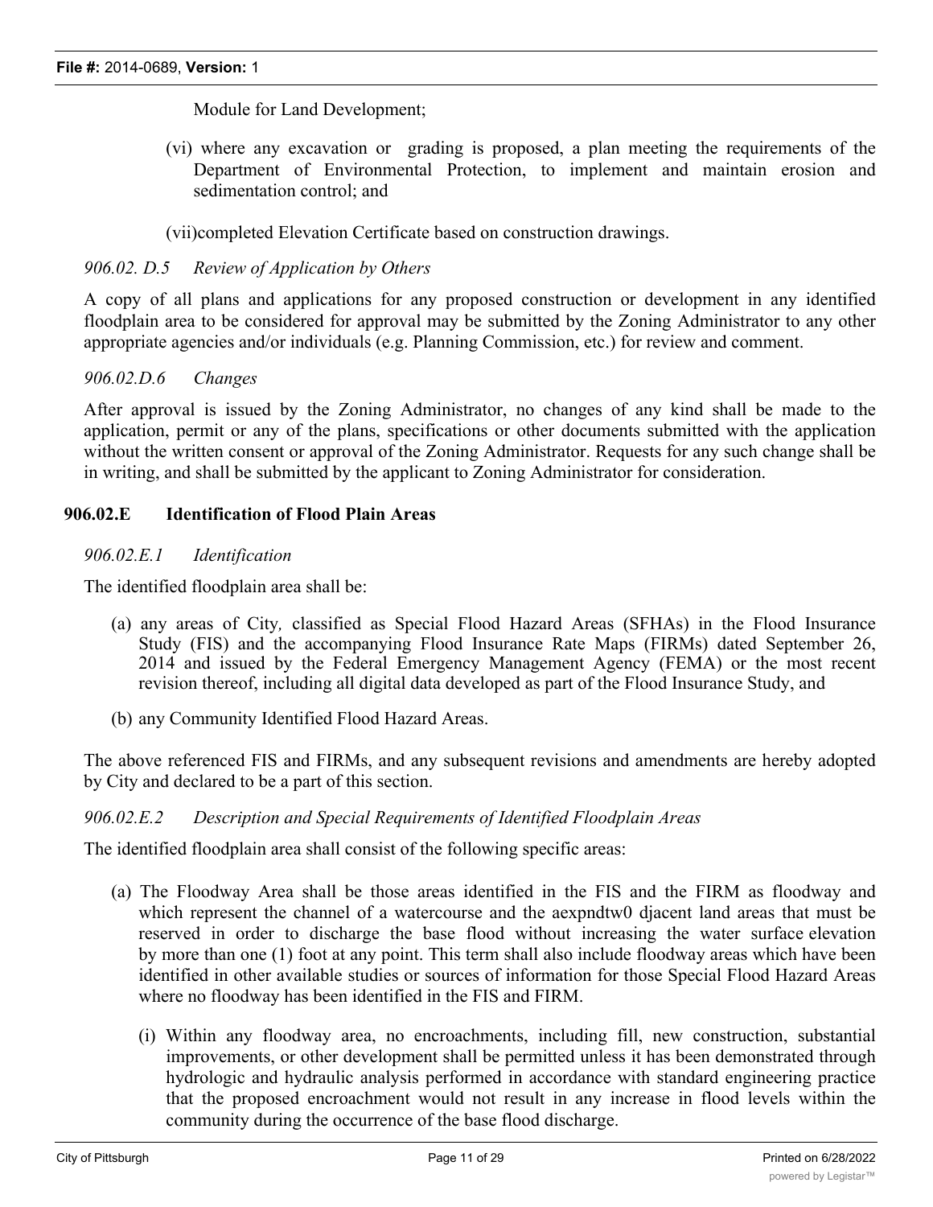Module for Land Development;

(vi) where any excavation or grading is proposed, a plan meeting the requirements of the Department of Environmental Protection, to implement and maintain erosion and sedimentation control; and

(vii)completed Elevation Certificate based on construction drawings.

*906.02. D.5 Review of Application by Others*

A copy of all plans and applications for any proposed construction or development in any identified floodplain area to be considered for approval may be submitted by the Zoning Administrator to any other appropriate agencies and/or individuals (e.g. Planning Commission, etc.) for review and comment.

*906.02.D.6 Changes*

After approval is issued by the Zoning Administrator, no changes of any kind shall be made to the application, permit or any of the plans, specifications or other documents submitted with the application without the written consent or approval of the Zoning Administrator. Requests for any such change shall be in writing, and shall be submitted by the applicant to Zoning Administrator for consideration.

**906.02.E Identification of Flood Plain Areas**

*906.02.E.1 Identification*

The identified floodplain area shall be:

(a) any areas of City, classified as Special Flood Hazard Areas (SFHAs) in the Flood Insurance Study (FIS) and the accompanying Flood Insurance Rate Maps (FIRMs) dated September 26, 2014 and issued by the Federal Emergency Management Agency (FEMA) or the most recent revision thereof, including all digital data developed as part of the Flood Insurance Study, and

(b) any Community Identified Flood Hazard Areas.

The above referenced FIS and FIRMs, and any subsequent revisions and amendments are hereby adopted by City and declared to be a part of this section.

*906.02.E.2 Description and Special Requirements of Identified Floodplain Areas*

The identified floodplain area shall consist of the following specific areas:

(a) The Floodway Area shall be those areas identified in the FIS and the FIRM as floodway and which represent the channel of a watercourse and the aexpndtw0 djacent land areas that must be reserved in order to discharge the base flood without increasing the water surface elevation by more than one (1) foot at any point. This term shall also include floodway areas which have been identified in other available studies or sources of information for those Special Flood Hazard Areas where no floodway has been identified in the FIS and FIRM.

(i) Within any floodway area, no encroachments, including fill, new construction, substantial improvements, or other development shall be permitted unless it has been demonstrated through hydrologic and hydraulic analysis performed in accordance with standard engineering practice that the proposed encroachment would not result in any increase in flood levels within the community during the occurrence of the base flood discharge.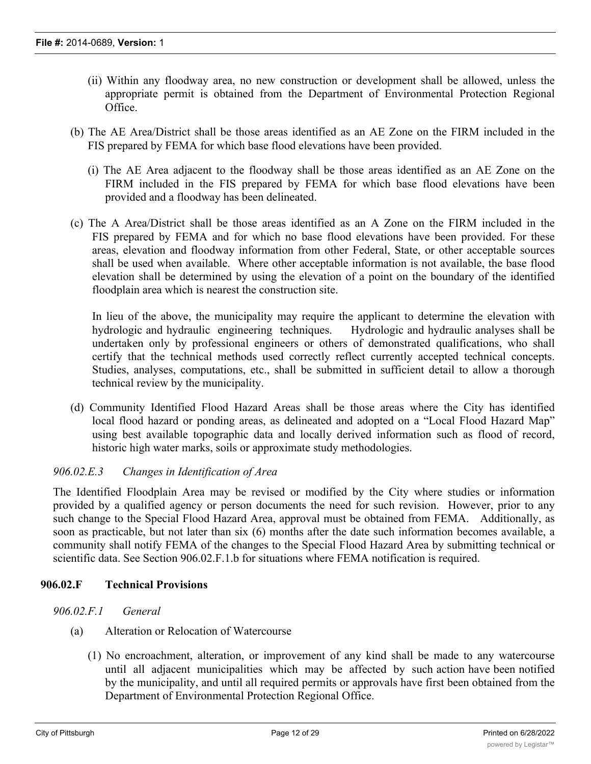(ii) Within any floodway area, no new construction or development shall be allowed, unless the appropriate permit is obtained from the Department of Environmental Protection Regional Office.

(b) The AE Area/District shall be those areas identified as an AE Zone on the FIRM included in the FIS prepared by FEMA for which base flood elevations have been provided.

(i) The AE Area adjacent to the floodway shall be those areas identified as an AE Zone on the FIRM included in the FIS prepared by FEMA for which base flood elevations have been provided and a floodway has been delineated.

(c) The A Area/District shall be those areas identified as an A Zone on the FIRM included in the FIS prepared by FEMA and for which no base flood elevations have been provided. For these areas, elevation and floodway information from other Federal, State, or other acceptable sources shall be used when available. Where other acceptable information is not available, the base flood elevation shall be determined by using the elevation of a point on the boundary of the identified floodplain area which is nearest the construction site.

In lieu of the above, the municipality may require the applicant to determine the elevation with hydrologic and hydraulic engineering techniques. Hydrologic and hydraulic analyses shall be undertaken only by professional engineers or others of demonstrated qualifications, who shall certify that the technical methods used correctly reflect currently accepted technical concepts. Studies, analyses, computations, etc., shall be submitted in sufficient detail to allow a thorough technical review by the municipality.

(d) Community Identified Flood Hazard Areas shall be those areas where the City has identified local flood hazard or ponding areas, as delineated and adopted on a "Local Flood Hazard Map" using best available topographic data and locally derived information such as flood of record, historic high water marks, soils or approximate study methodologies.

*906.02.E.3 Changes in Identification of Area*

The Identified Floodplain Area may be revised or modified by the City where studies or information provided by a qualified agency or person documents the need for such revision. However, prior to any such change to the Special Flood Hazard Area, approval must be obtained from FEMA. Additionally, as soon as practicable, but not later than six (6) months after the date such information becomes available, a community shall notify FEMA of the changes to the Special Flood Hazard Area by submitting technical or scientific data. See Section 906.02.F.1.b for situations where FEMA notification is required.

## 906.02.F Technical Provisions

*906.02.F.1 General*

(a) Alteration or Relocation of Watercourse

(1) No encroachment, alteration, or improvement of any kind shall be made to any watercourse until all adjacent municipalities which may be affected by such action have been notified by the municipality, and until all required permits or approvals have first been obtained from the Department of Environmental Protection Regional Office.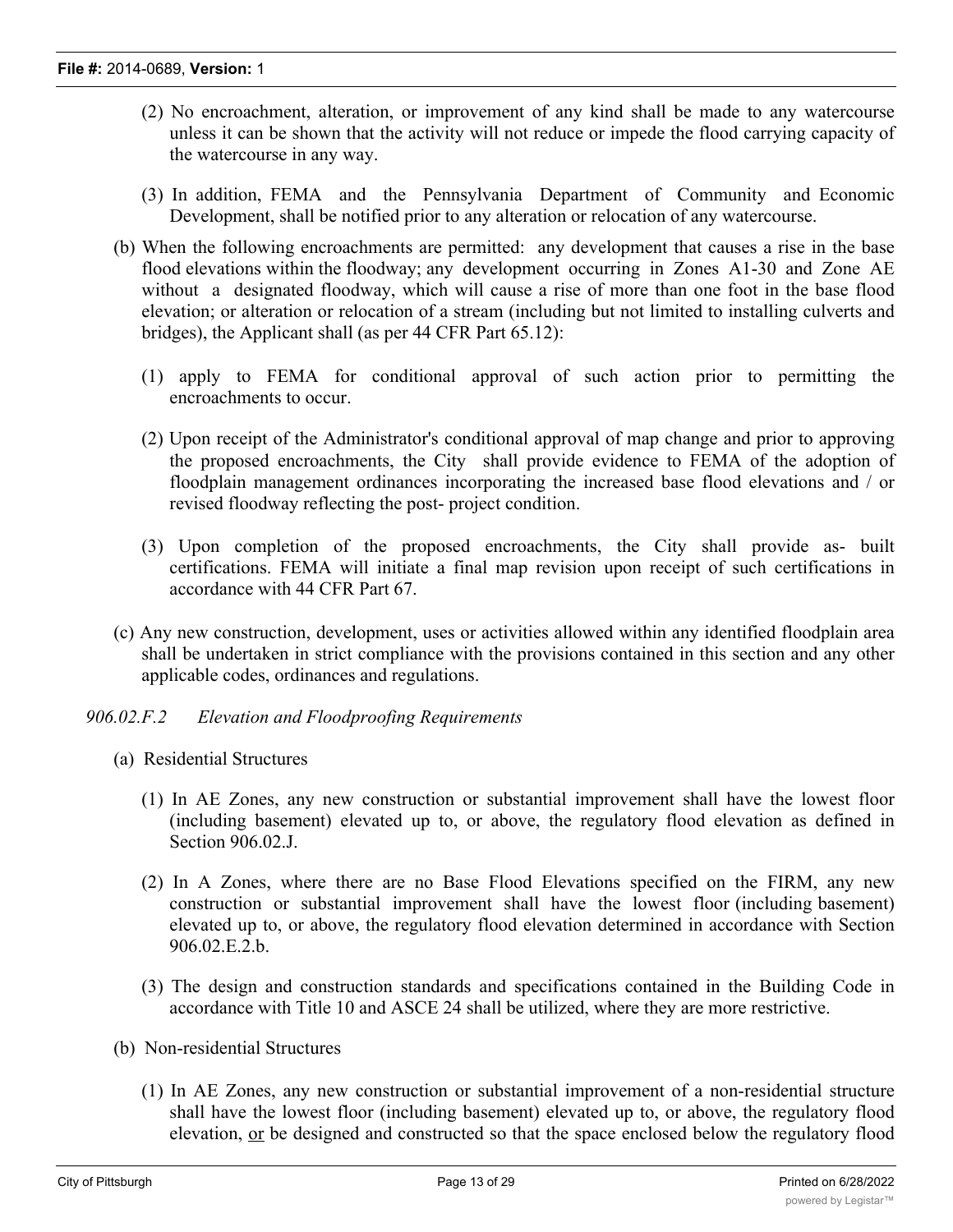(2) No encroachment, alteration, or improvement of any kind shall be made to any watercourse unless it can be shown that the activity will not reduce or impede the flood carrying capacity of the watercourse in any way.

(3) In addition, FEMA and the Pennsylvania Department of Community and Economic Development, shall be notified prior to any alteration or relocation of any watercourse.

(b) When the following encroachments are permitted: any development that causes a rise in the base flood elevations within the floodway; any development occurring in Zones A1-30 and Zone AE without a designated floodway, which will cause a rise of more than one foot in the base flood elevation; or alteration or relocation of a stream (including but not limited to installing culverts and bridges), the Applicant shall (as per 44 CFR Part 65.12):

(1) apply to FEMA for conditional approval of such action prior to permitting the encroachments to occur.

(2) Upon receipt of the Administrator's conditional approval of map change and prior to approving the proposed encroachments, the City shall provide evidence to FEMA of the adoption of floodplain management ordinances incorporating the increased base flood elevations and / or revised floodway reflecting the post- project condition.

(3) Upon completion of the proposed encroachments, the City shall provide as- built certifications. FEMA will initiate a final map revision upon receipt of such certifications in accordance with 44 CFR Part 67.

(c) Any new construction, development, uses or activities allowed within any identified floodplain area shall be undertaken in strict compliance with the provisions contained in this section and any other applicable codes, ordinances and regulations.

*906.02.F.2 Elevation and Floodproofing Requirements*

(a) Residential Structures

(1) In AE Zones, any new construction or substantial improvement shall have the lowest floor (including basement) elevated up to, or above, the regulatory flood elevation as defined in Section 906.02.J.

(2) In A Zones, where there are no Base Flood Elevations specified on the FIRM, any new construction or substantial improvement shall have the lowest floor (including basement) elevated up to, or above, the regulatory flood elevation determined in accordance with Section 906.02.E.2.b.

(3) The design and construction standards and specifications contained in the Building Code in accordance with Title 10 and ASCE 24 shall be utilized, where they are more restrictive.

(b) Non-residential Structures

(1) In AE Zones, any new construction or substantial improvement of a non-residential structure shall have the lowest floor (including basement) elevated up to, or above, the regulatory flood elevation, <u>or</u> be designed and constructed so that the space enclosed below the regulatory flood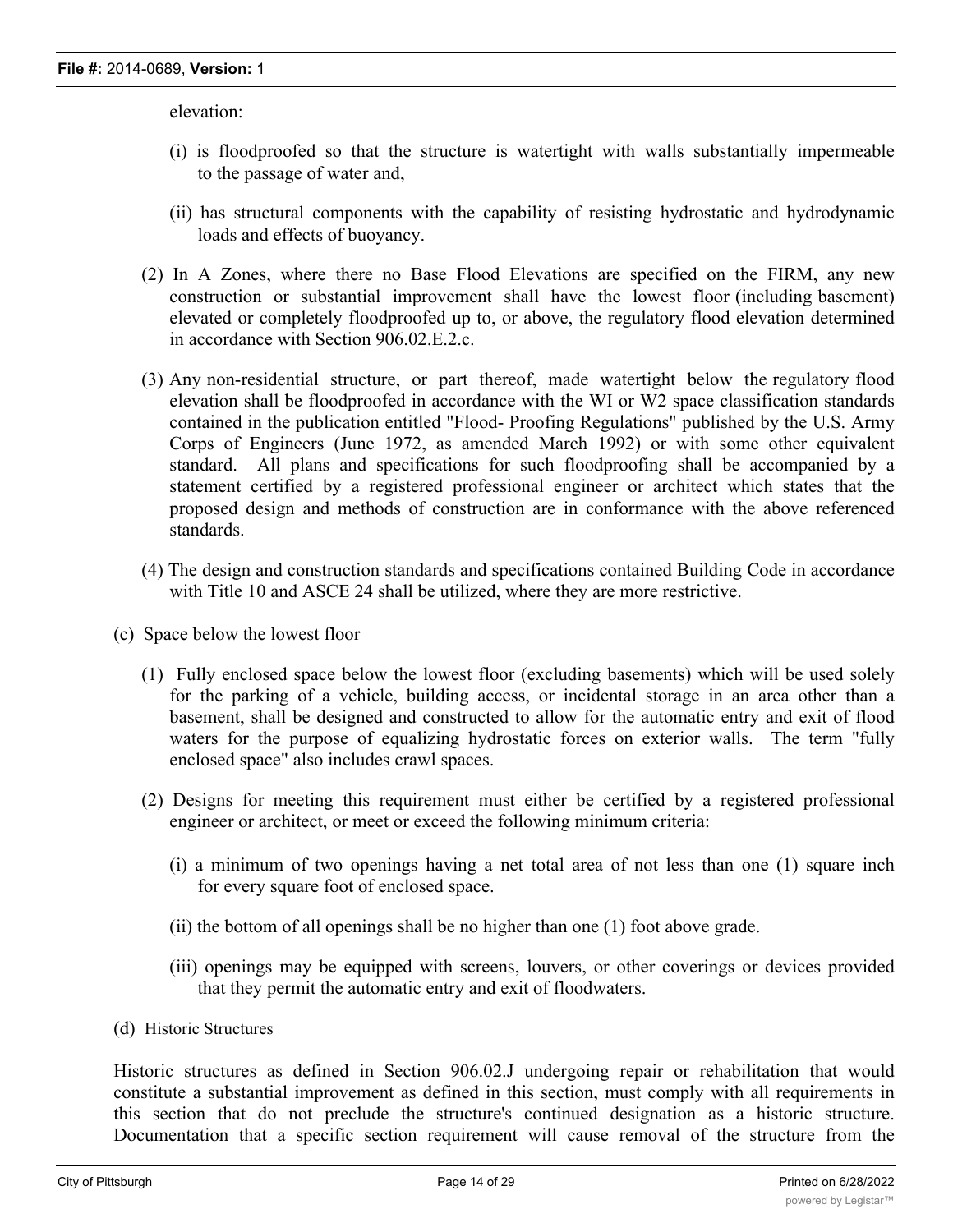elevation:

(i) is floodproofed so that the structure is watertight with walls substantially impermeable to the passage of water and,

(ii) has structural components with the capability of resisting hydrostatic and hydrodynamic loads and effects of buoyancy.

(2) In A Zones, where there no Base Flood Elevations are specified on the FIRM, any new construction or substantial improvement shall have the lowest floor (including basement) elevated or completely floodproofed up to, or above, the regulatory flood elevation determined in accordance with Section 906.02.E.2.c.

(3) Any non-residential structure, or part thereof, made watertight below the regulatory flood elevation shall be floodproofed in accordance with the WI or W2 space classification standards contained in the publication entitled "Flood- Proofing Regulations" published by the U.S. Army Corps of Engineers (June 1972, as amended March 1992) or with some other equivalent standard. All plans and specifications for such floodproofing shall be accompanied by a statement certified by a registered professional engineer or architect which states that the proposed design and methods of construction are in conformance with the above referenced standards.

(4) The design and construction standards and specifications contained Building Code in accordance with Title 10 and ASCE 24 shall be utilized, where they are more restrictive.

(c) Space below the lowest floor

(1) Fully enclosed space below the lowest floor (excluding basements) which will be used solely for the parking of a vehicle, building access, or incidental storage in an area other than a basement, shall be designed and constructed to allow for the automatic entry and exit of flood waters for the purpose of equalizing hydrostatic forces on exterior walls. The term "fully enclosed space" also includes crawl spaces.

(2) Designs for meeting this requirement must either be certified by a registered professional engineer or architect, <u>or</u> meet or exceed the following minimum criteria:

(i) a minimum of two openings having a net total area of not less than one (1) square inch for every square foot of enclosed space.

(ii) the bottom of all openings shall be no higher than one (1) foot above grade.

(iii) openings may be equipped with screens, louvers, or other coverings or devices provided that they permit the automatic entry and exit of floodwaters.

(d) Historic Structures

Historic structures as defined in Section 906.02.J undergoing repair or rehabilitation that would constitute a substantial improvement as defined in this section, must comply with all requirements in this section that do not preclude the structure's continued designation as a historic structure. Documentation that a specific section requirement will cause removal of the structure from the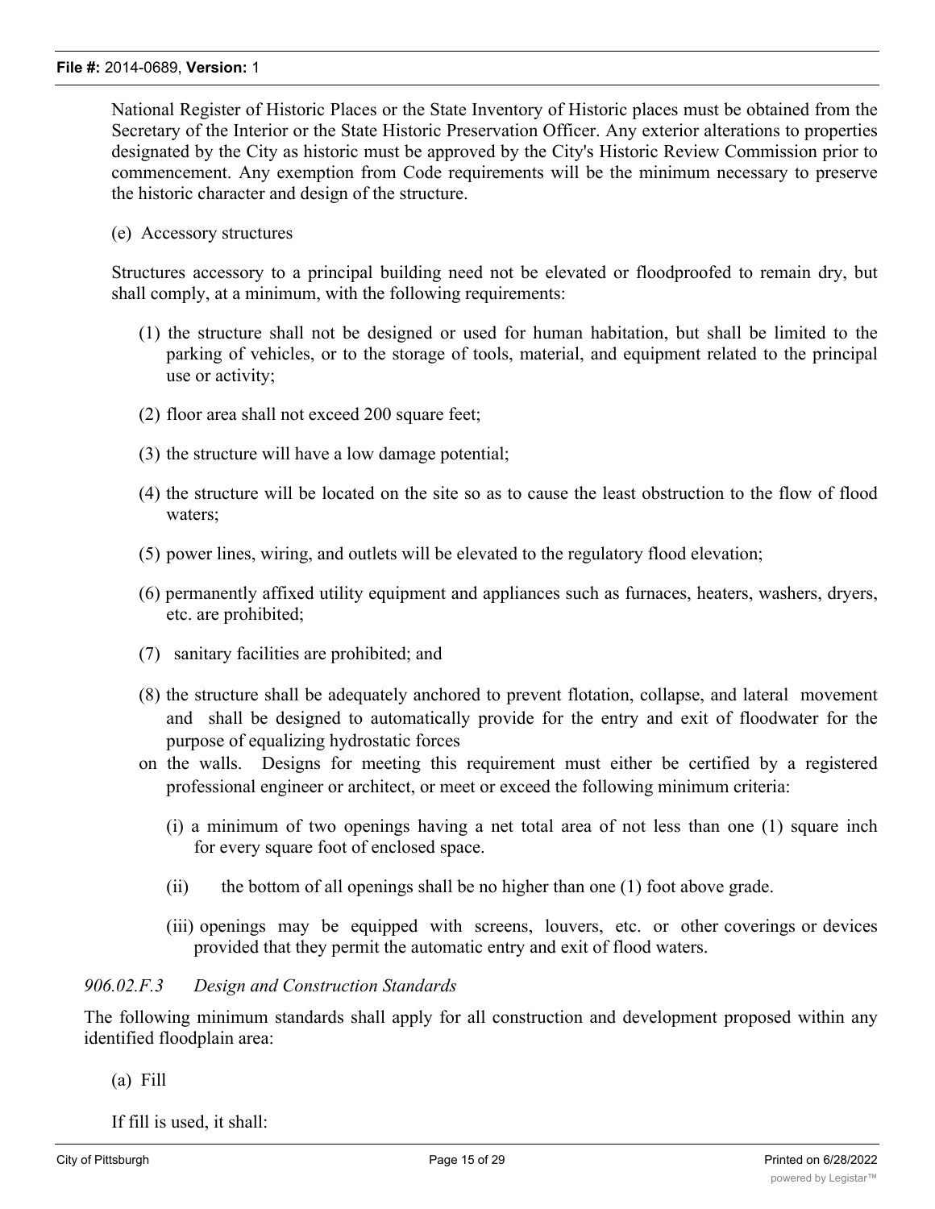National Register of Historic Places or the State Inventory of Historic places must be obtained from the Secretary of the Interior or the State Historic Preservation Officer. Any exterior alterations to properties designated by the City as historic must be approved by the City's Historic Review Commission prior to commencement. Any exemption from Code requirements will be the minimum necessary to preserve the historic character and design of the structure.

(e) Accessory structures

Structures accessory to a principal building need not be elevated or floodproofed to remain dry, but shall comply, at a minimum, with the following requirements:

(1) the structure shall not be designed or used for human habitation, but shall be limited to the parking of vehicles, or to the storage of tools, material, and equipment related to the principal use or activity;

(2) floor area shall not exceed 200 square feet;

(3) the structure will have a low damage potential;

(4) the structure will be located on the site so as to cause the least obstruction to the flow of flood waters;

(5) power lines, wiring, and outlets will be elevated to the regulatory flood elevation;

(6) permanently affixed utility equipment and appliances such as furnaces, heaters, washers, dryers, etc. are prohibited;

(7) sanitary facilities are prohibited; and

(8) the structure shall be adequately anchored to prevent flotation, collapse, and lateral movement and shall be designed to automatically provide for the entry and exit of floodwater for the purpose of equalizing hydrostatic forces on the walls. Designs for meeting this requirement must either be certified by a registered professional engineer or architect, or meet or exceed the following minimum criteria:

(i) a minimum of two openings having a net total area of not less than one (1) square inch for every square foot of enclosed space.

(ii) the bottom of all openings shall be no higher than one (1) foot above grade.

(iii) openings may be equipped with screens, louvers, etc. or other coverings or devices provided that they permit the automatic entry and exit of flood waters.

*906.02.F.3 Design and Construction Standards*

The following minimum standards shall apply for all construction and development proposed within any identified floodplain area:

(a) Fill

If fill is used, it shall: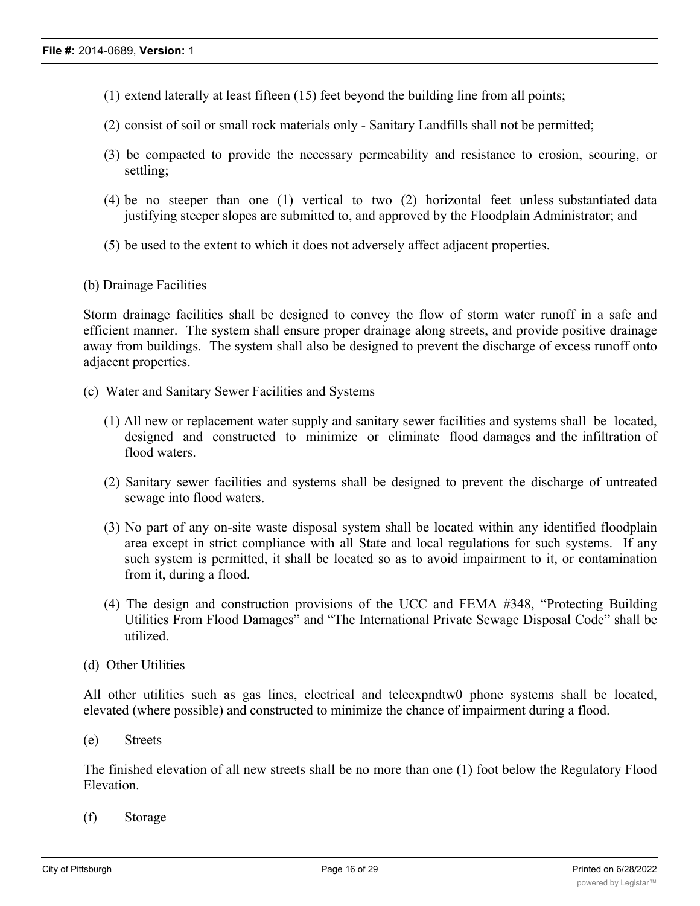(1) extend laterally at least fifteen (15) feet beyond the building line from all points;

(2) consist of soil or small rock materials only - Sanitary Landfills shall not be permitted;

(3) be compacted to provide the necessary permeability and resistance to erosion, scouring, or settling;

(4) be no steeper than one (1) vertical to two (2) horizontal feet unless substantiated data justifying steeper slopes are submitted to, and approved by the Floodplain Administrator; and

(5) be used to the extent to which it does not adversely affect adjacent properties.

(b) Drainage Facilities

Storm drainage facilities shall be designed to convey the flow of storm water runoff in a safe and efficient manner. The system shall ensure proper drainage along streets, and provide positive drainage away from buildings. The system shall also be designed to prevent the discharge of excess runoff onto adjacent properties.

(c) Water and Sanitary Sewer Facilities and Systems

(1) All new or replacement water supply and sanitary sewer facilities and systems shall be located, designed and constructed to minimize or eliminate flood damages and the infiltration of flood waters.

(2) Sanitary sewer facilities and systems shall be designed to prevent the discharge of untreated sewage into flood waters.

(3) No part of any on-site waste disposal system shall be located within any identified floodplain area except in strict compliance with all State and local regulations for such systems. If any such system is permitted, it shall be located so as to avoid impairment to it, or contamination from it, during a flood.

(4) The design and construction provisions of the UCC and FEMA #348, "Protecting Building Utilities From Flood Damages" and "The International Private Sewage Disposal Code" shall be utilized.

(d) Other Utilities

All other utilities such as gas lines, electrical and teleexpndtw0 phone systems shall be located, elevated (where possible) and constructed to minimize the chance of impairment during a flood.

(e) Streets

The finished elevation of all new streets shall be no more than one (1) foot below the Regulatory Flood Elevation.

(f) Storage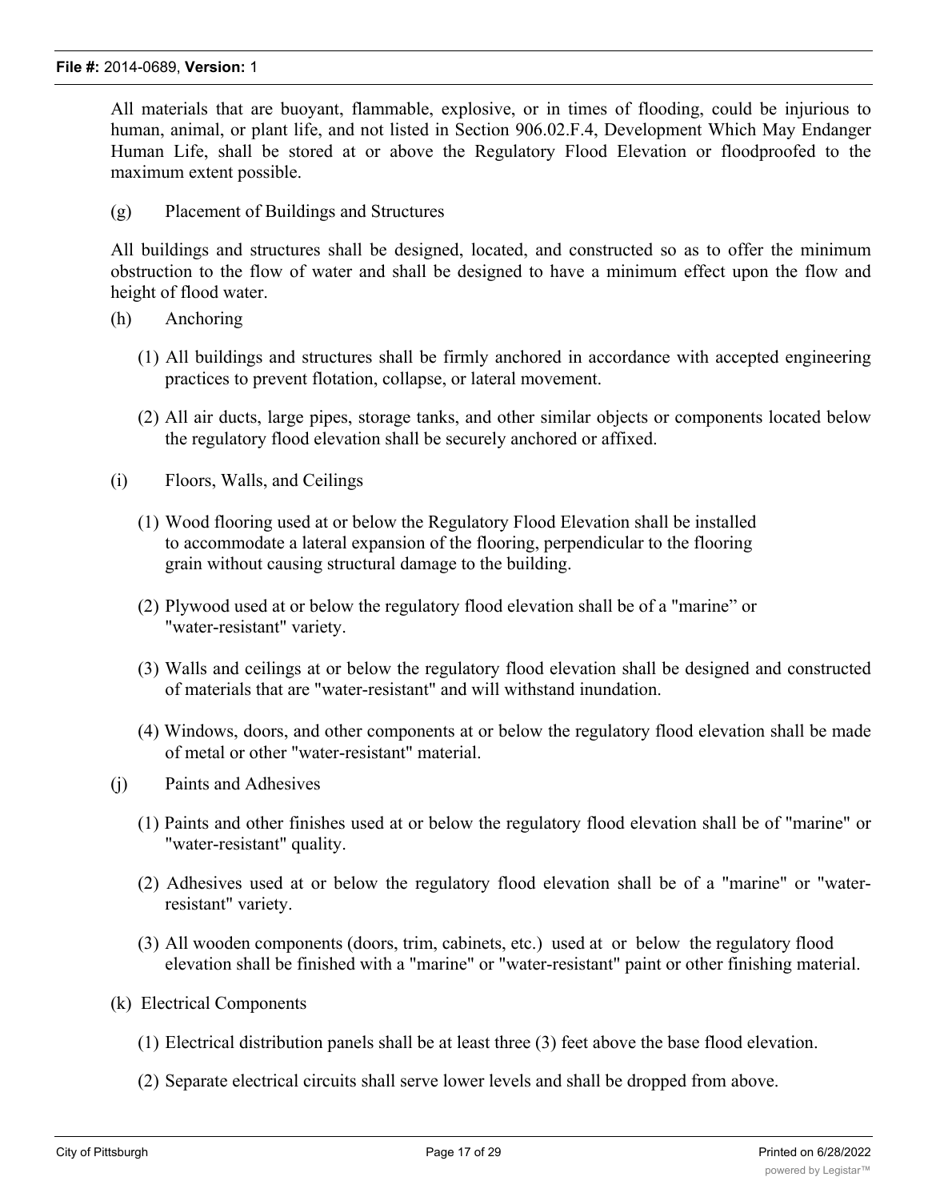All materials that are buoyant, flammable, explosive, or in times of flooding, could be injurious to human, animal, or plant life, and not listed in Section 906.02.F.4, Development Which May Endanger Human Life, shall be stored at or above the Regulatory Flood Elevation or floodproofed to the maximum extent possible.

(g) Placement of Buildings and Structures

All buildings and structures shall be designed, located, and constructed so as to offer the minimum obstruction to the flow of water and shall be designed to have a minimum effect upon the flow and height of flood water.

(h) Anchoring

(1) All buildings and structures shall be firmly anchored in accordance with accepted engineering practices to prevent flotation, collapse, or lateral movement.

(2) All air ducts, large pipes, storage tanks, and other similar objects or components located below the regulatory flood elevation shall be securely anchored or affixed.

(i) Floors, Walls, and Ceilings

(1) Wood flooring used at or below the Regulatory Flood Elevation shall be installed to accommodate a lateral expansion of the flooring, perpendicular to the flooring grain without causing structural damage to the building.

(2) Plywood used at or below the regulatory flood elevation shall be of a "marine" or "water-resistant" variety.

(3) Walls and ceilings at or below the regulatory flood elevation shall be designed and constructed of materials that are "water-resistant" and will withstand inundation.

(4) Windows, doors, and other components at or below the regulatory flood elevation shall be made of metal or other "water-resistant" material.

(j) Paints and Adhesives

(1) Paints and other finishes used at or below the regulatory flood elevation shall be of "marine" or "water-resistant" quality.

(2) Adhesives used at or below the regulatory flood elevation shall be of a "marine" or "water-resistant" variety.

(3) All wooden components (doors, trim, cabinets, etc.) used at or below the regulatory flood elevation shall be finished with a "marine" or "water-resistant" paint or other finishing material.

(k) Electrical Components

(1) Electrical distribution panels shall be at least three (3) feet above the base flood elevation.

(2) Separate electrical circuits shall serve lower levels and shall be dropped from above.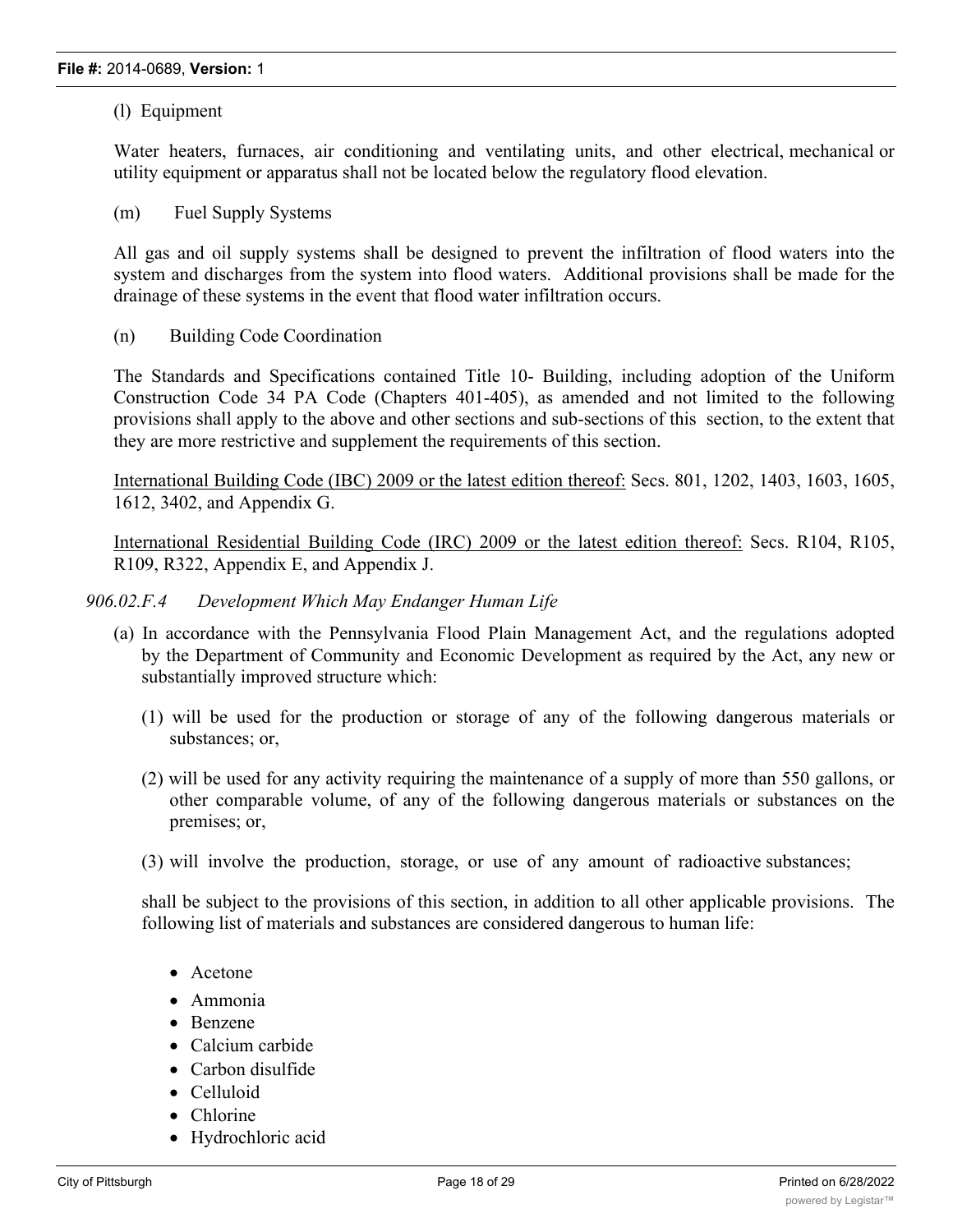(l) Equipment

Water heaters, furnaces, air conditioning and ventilating units, and other electrical, mechanical or utility equipment or apparatus shall not be located below the regulatory flood elevation.

(m) Fuel Supply Systems

All gas and oil supply systems shall be designed to prevent the infiltration of flood waters into the system and discharges from the system into flood waters. Additional provisions shall be made for the drainage of these systems in the event that flood water infiltration occurs.

(n) Building Code Coordination

The Standards and Specifications contained Title 10- Building, including adoption of the Uniform Construction Code 34 PA Code (Chapters 401-405), as amended and not limited to the following provisions shall apply to the above and other sections and sub-sections of this section, to the extent that they are more restrictive and supplement the requirements of this section.

<u>International Building Code (IBC) 2009 or the latest edition thereof:</u> Secs. 801, 1202, 1403, 1603, 1605, 1612, 3402, and Appendix G.

<u>International Residential Building Code (IRC) 2009 or the latest edition thereof:</u> Secs. R104, R105, R109, R322, Appendix E, and Appendix J.

*906.02.F.4 Development Which May Endanger Human Life*

(a) In accordance with the Pennsylvania Flood Plain Management Act, and the regulations adopted by the Department of Community and Economic Development as required by the Act, any new or substantially improved structure which:

(1) will be used for the production or storage of any of the following dangerous materials or substances; or,

(2) will be used for any activity requiring the maintenance of a supply of more than 550 gallons, or other comparable volume, of any of the following dangerous materials or substances on the premises; or,

(3) will involve the production, storage, or use of any amount of radioactive substances;

shall be subject to the provisions of this section, in addition to all other applicable provisions. The following list of materials and substances are considered dangerous to human life:

- Acetone
- Ammonia
- Benzene
- Calcium carbide
- Carbon disulfide
- Celluloid
- Chlorine
- Hydrochloric acid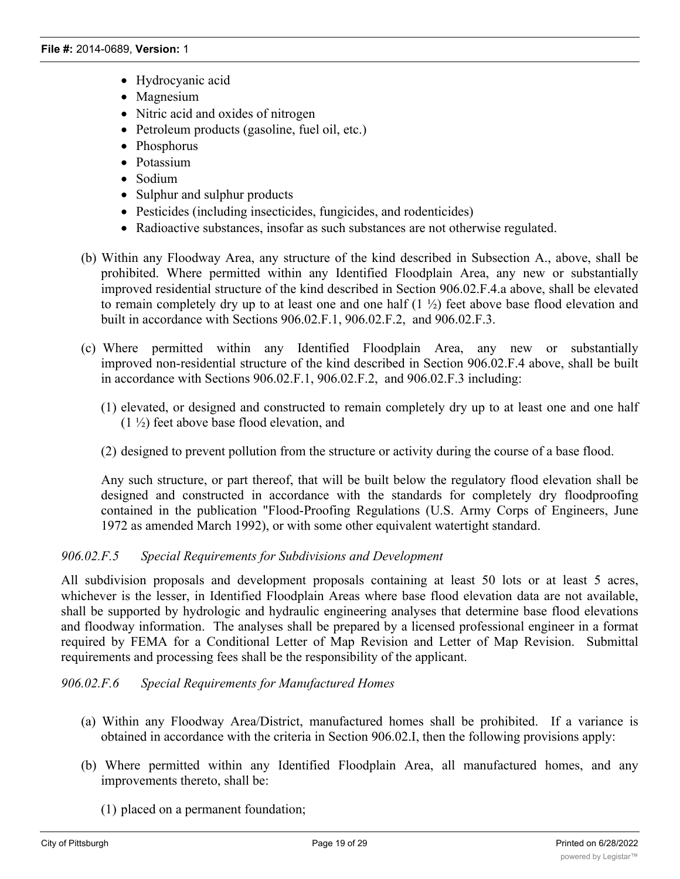- Hydrocyanic acid
- Magnesium
- Nitric acid and oxides of nitrogen
- Petroleum products (gasoline, fuel oil, etc.)
- Phosphorus
- Potassium
- Sodium
- Sulphur and sulphur products
- Pesticides (including insecticides, fungicides, and rodenticides)
- Radioactive substances, insofar as such substances are not otherwise regulated.

(b) Within any Floodway Area, any structure of the kind described in Subsection A., above, shall be prohibited. Where permitted within any Identified Floodplain Area, any new or substantially improved residential structure of the kind described in Section 906.02.F.4.a above, shall be elevated to remain completely dry up to at least one and one half (1 ½) feet above base flood elevation and built in accordance with Sections 906.02.F.1, 906.02.F.2, and 906.02.F.3.

(c) Where permitted within any Identified Floodplain Area, any new or substantially improved non-residential structure of the kind described in Section 906.02.F.4 above, shall be built in accordance with Sections 906.02.F.1, 906.02.F.2, and 906.02.F.3 including:

(1) elevated, or designed and constructed to remain completely dry up to at least one and one half (1 ½) feet above base flood elevation, and

(2) designed to prevent pollution from the structure or activity during the course of a base flood.

Any such structure, or part thereof, that will be built below the regulatory flood elevation shall be designed and constructed in accordance with the standards for completely dry floodproofing contained in the publication "Flood-Proofing Regulations (U.S. Army Corps of Engineers, June 1972 as amended March 1992), or with some other equivalent watertight standard.

*906.02.F.5 Special Requirements for Subdivisions and Development*

All subdivision proposals and development proposals containing at least 50 lots or at least 5 acres, whichever is the lesser, in Identified Floodplain Areas where base flood elevation data are not available, shall be supported by hydrologic and hydraulic engineering analyses that determine base flood elevations and floodway information. The analyses shall be prepared by a licensed professional engineer in a format required by FEMA for a Conditional Letter of Map Revision and Letter of Map Revision. Submittal requirements and processing fees shall be the responsibility of the applicant.

*906.02.F.6 Special Requirements for Manufactured Homes*

(a) Within any Floodway Area/District, manufactured homes shall be prohibited. If a variance is obtained in accordance with the criteria in Section 906.02.I, then the following provisions apply:

(b) Where permitted within any Identified Floodplain Area, all manufactured homes, and any improvements thereto, shall be:

(1) placed on a permanent foundation;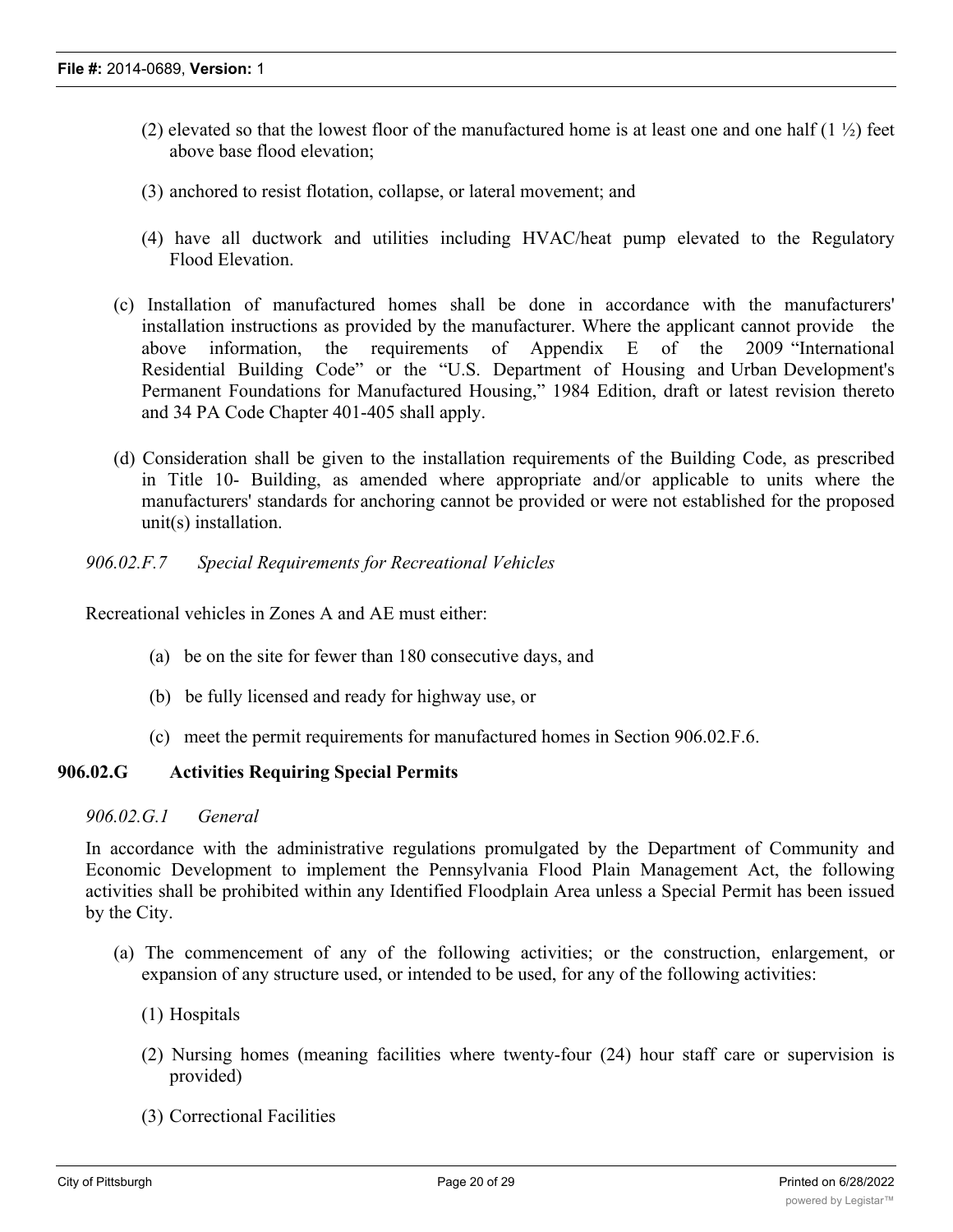(2) elevated so that the lowest floor of the manufactured home is at least one and one half (1 ½) feet above base flood elevation;

(3) anchored to resist flotation, collapse, or lateral movement; and

(4) have all ductwork and utilities including HVAC/heat pump elevated to the Regulatory Flood Elevation.

(c) Installation of manufactured homes shall be done in accordance with the manufacturers' installation instructions as provided by the manufacturer. Where the applicant cannot provide the above information, the requirements of Appendix E of the 2009 "International Residential Building Code" or the "U.S. Department of Housing and Urban Development's Permanent Foundations for Manufactured Housing," 1984 Edition, draft or latest revision thereto and 34 PA Code Chapter 401-405 shall apply.

(d) Consideration shall be given to the installation requirements of the Building Code, as prescribed in Title 10- Building, as amended where appropriate and/or applicable to units where the manufacturers' standards for anchoring cannot be provided or were not established for the proposed unit(s) installation.

*906.02.F.7 Special Requirements for Recreational Vehicles*

Recreational vehicles in Zones A and AE must either:

(a) be on the site for fewer than 180 consecutive days, and

(b) be fully licensed and ready for highway use, or

(c) meet the permit requirements for manufactured homes in Section 906.02.F.6.

## 906.02.G Activities Requiring Special Permits

*906.02.G.1 General*

In accordance with the administrative regulations promulgated by the Department of Community and Economic Development to implement the Pennsylvania Flood Plain Management Act, the following activities shall be prohibited within any Identified Floodplain Area unless a Special Permit has been issued by the City.

(a) The commencement of any of the following activities; or the construction, enlargement, or expansion of any structure used, or intended to be used, for any of the following activities:

(1) Hospitals

(2) Nursing homes (meaning facilities where twenty-four (24) hour staff care or supervision is provided)

(3) Correctional Facilities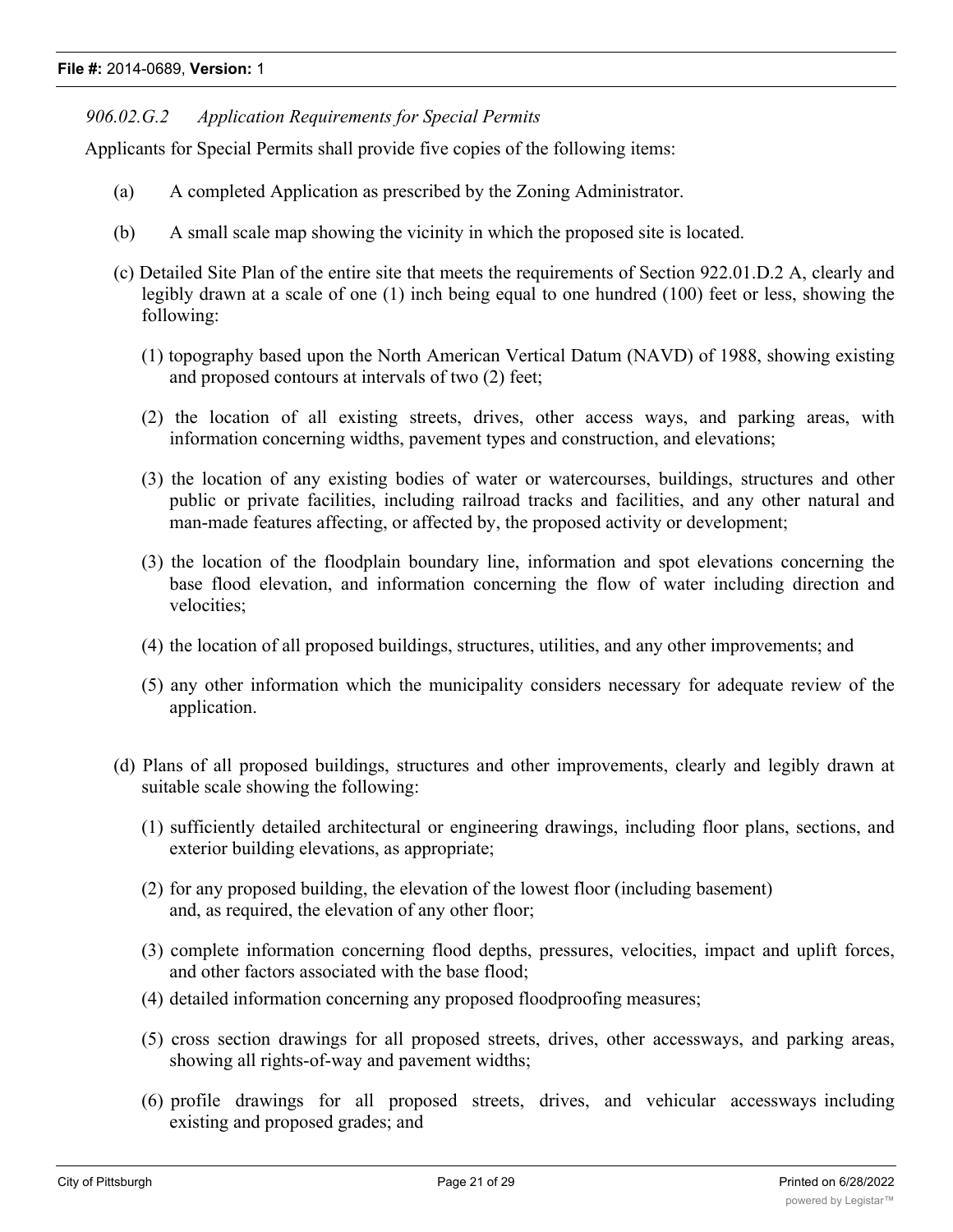*906.02.G.2 Application Requirements for Special Permits*

Applicants for Special Permits shall provide five copies of the following items:

(a) A completed Application as prescribed by the Zoning Administrator.

(b) A small scale map showing the vicinity in which the proposed site is located.

(c) Detailed Site Plan of the entire site that meets the requirements of Section 922.01.D.2 A, clearly and legibly drawn at a scale of one (1) inch being equal to one hundred (100) feet or less, showing the following:

(1) topography based upon the North American Vertical Datum (NAVD) of 1988, showing existing and proposed contours at intervals of two (2) feet;

(2) the location of all existing streets, drives, other access ways, and parking areas, with information concerning widths, pavement types and construction, and elevations;

(3) the location of any existing bodies of water or watercourses, buildings, structures and other public or private facilities, including railroad tracks and facilities, and any other natural and man-made features affecting, or affected by, the proposed activity or development;

(3) the location of the floodplain boundary line, information and spot elevations concerning the base flood elevation, and information concerning the flow of water including direction and velocities;

(4) the location of all proposed buildings, structures, utilities, and any other improvements; and

(5) any other information which the municipality considers necessary for adequate review of the application.

(d) Plans of all proposed buildings, structures and other improvements, clearly and legibly drawn at suitable scale showing the following:

(1) sufficiently detailed architectural or engineering drawings, including floor plans, sections, and exterior building elevations, as appropriate;

(2) for any proposed building, the elevation of the lowest floor (including basement) and, as required, the elevation of any other floor;

(3) complete information concerning flood depths, pressures, velocities, impact and uplift forces, and other factors associated with the base flood;

(4) detailed information concerning any proposed floodproofing measures;

(5) cross section drawings for all proposed streets, drives, other accessways, and parking areas, showing all rights-of-way and pavement widths;

(6) profile drawings for all proposed streets, drives, and vehicular accessways including existing and proposed grades; and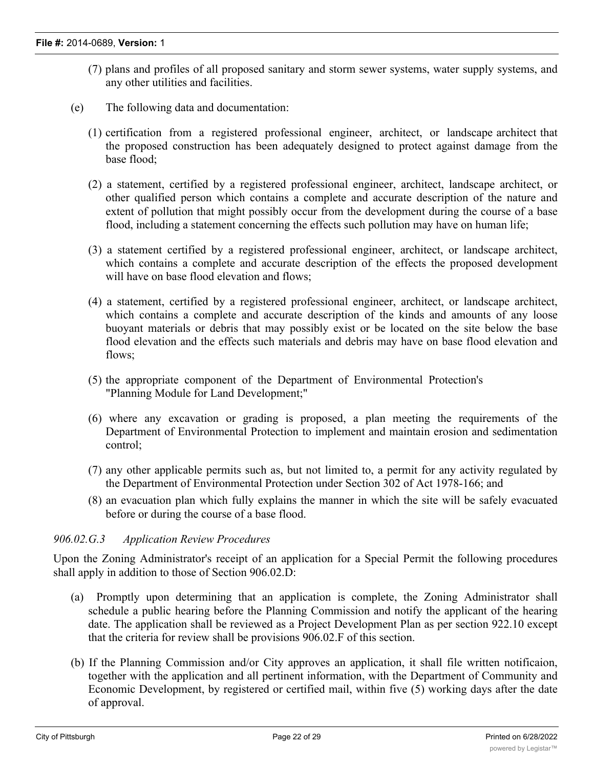(7) plans and profiles of all proposed sanitary and storm sewer systems, water supply systems, and any other utilities and facilities.

(e) The following data and documentation:

(1) certification from a registered professional engineer, architect, or landscape architect that the proposed construction has been adequately designed to protect against damage from the base flood;

(2) a statement, certified by a registered professional engineer, architect, landscape architect, or other qualified person which contains a complete and accurate description of the nature and extent of pollution that might possibly occur from the development during the course of a base flood, including a statement concerning the effects such pollution may have on human life;

(3) a statement certified by a registered professional engineer, architect, or landscape architect, which contains a complete and accurate description of the effects the proposed development will have on base flood elevation and flows;

(4) a statement, certified by a registered professional engineer, architect, or landscape architect, which contains a complete and accurate description of the kinds and amounts of any loose buoyant materials or debris that may possibly exist or be located on the site below the base flood elevation and the effects such materials and debris may have on base flood elevation and flows;

(5) the appropriate component of the Department of Environmental Protection's "Planning Module for Land Development;"

(6) where any excavation or grading is proposed, a plan meeting the requirements of the Department of Environmental Protection to implement and maintain erosion and sedimentation control;

(7) any other applicable permits such as, but not limited to, a permit for any activity regulated by the Department of Environmental Protection under Section 302 of Act 1978-166; and

(8) an evacuation plan which fully explains the manner in which the site will be safely evacuated before or during the course of a base flood.

*906.02.G.3 Application Review Procedures*

Upon the Zoning Administrator's receipt of an application for a Special Permit the following procedures shall apply in addition to those of Section 906.02.D:

(a) Promptly upon determining that an application is complete, the Zoning Administrator shall schedule a public hearing before the Planning Commission and notify the applicant of the hearing date. The application shall be reviewed as a Project Development Plan as per section 922.10 except that the criteria for review shall be provisions 906.02.F of this section.

(b) If the Planning Commission and/or City approves an application, it shall file written notificaion, together with the application and all pertinent information, with the Department of Community and Economic Development, by registered or certified mail, within five (5) working days after the date of approval.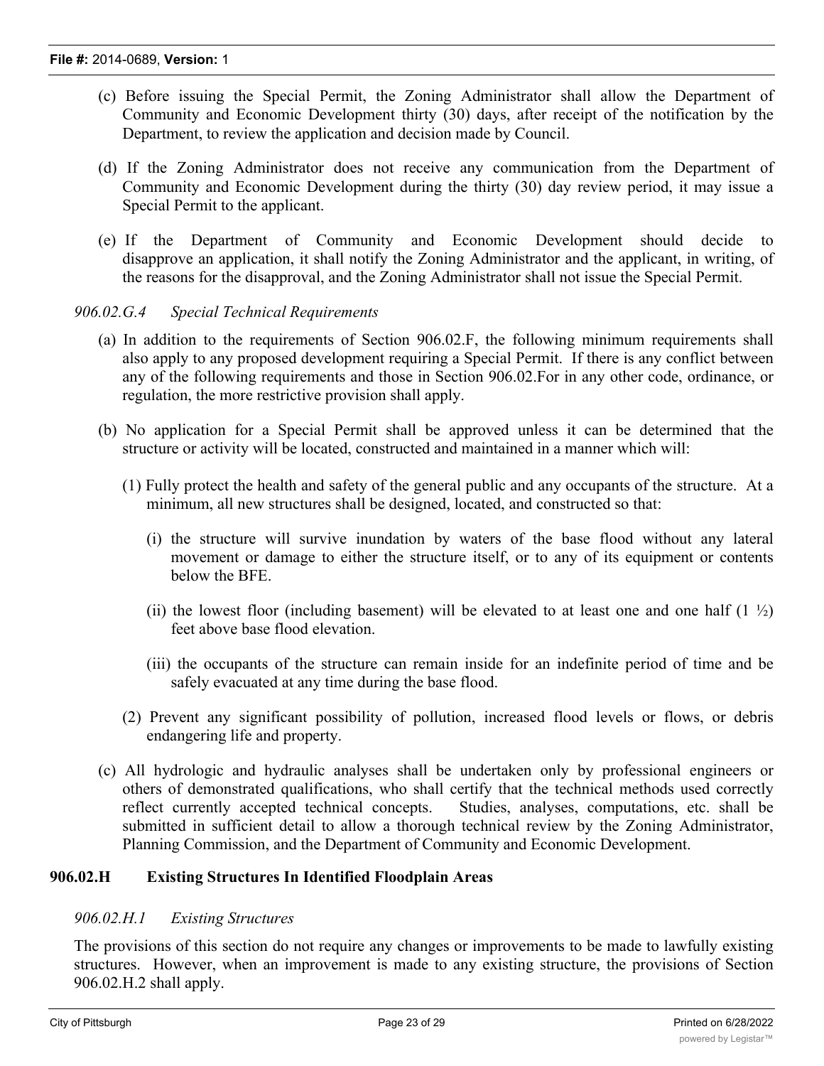(c) Before issuing the Special Permit, the Zoning Administrator shall allow the Department of Community and Economic Development thirty (30) days, after receipt of the notification by the Department, to review the application and decision made by Council.

(d) If the Zoning Administrator does not receive any communication from the Department of Community and Economic Development during the thirty (30) day review period, it may issue a Special Permit to the applicant.

(e) If the Department of Community and Economic Development should decide to disapprove an application, it shall notify the Zoning Administrator and the applicant, in writing, of the reasons for the disapproval, and the Zoning Administrator shall not issue the Special Permit.

*906.02.G.4 Special Technical Requirements*

(a) In addition to the requirements of Section 906.02.F, the following minimum requirements shall also apply to any proposed development requiring a Special Permit. If there is any conflict between any of the following requirements and those in Section 906.02.For in any other code, ordinance, or regulation, the more restrictive provision shall apply.

(b) No application for a Special Permit shall be approved unless it can be determined that the structure or activity will be located, constructed and maintained in a manner which will:

(1) Fully protect the health and safety of the general public and any occupants of the structure. At a minimum, all new structures shall be designed, located, and constructed so that:

(i) the structure will survive inundation by waters of the base flood without any lateral movement or damage to either the structure itself, or to any of its equipment or contents below the BFE.

(ii) the lowest floor (including basement) will be elevated to at least one and one half (1 ½) feet above base flood elevation.

(iii) the occupants of the structure can remain inside for an indefinite period of time and be safely evacuated at any time during the base flood.

(2) Prevent any significant possibility of pollution, increased flood levels or flows, or debris endangering life and property.

(c) All hydrologic and hydraulic analyses shall be undertaken only by professional engineers or others of demonstrated qualifications, who shall certify that the technical methods used correctly reflect currently accepted technical concepts. Studies, analyses, computations, etc. shall be submitted in sufficient detail to allow a thorough technical review by the Zoning Administrator, Planning Commission, and the Department of Community and Economic Development.

**906.02.H Existing Structures In Identified Floodplain Areas**

*906.02.H.1 Existing Structures*

The provisions of this section do not require any changes or improvements to be made to lawfully existing structures. However, when an improvement is made to any existing structure, the provisions of Section 906.02.H.2 shall apply.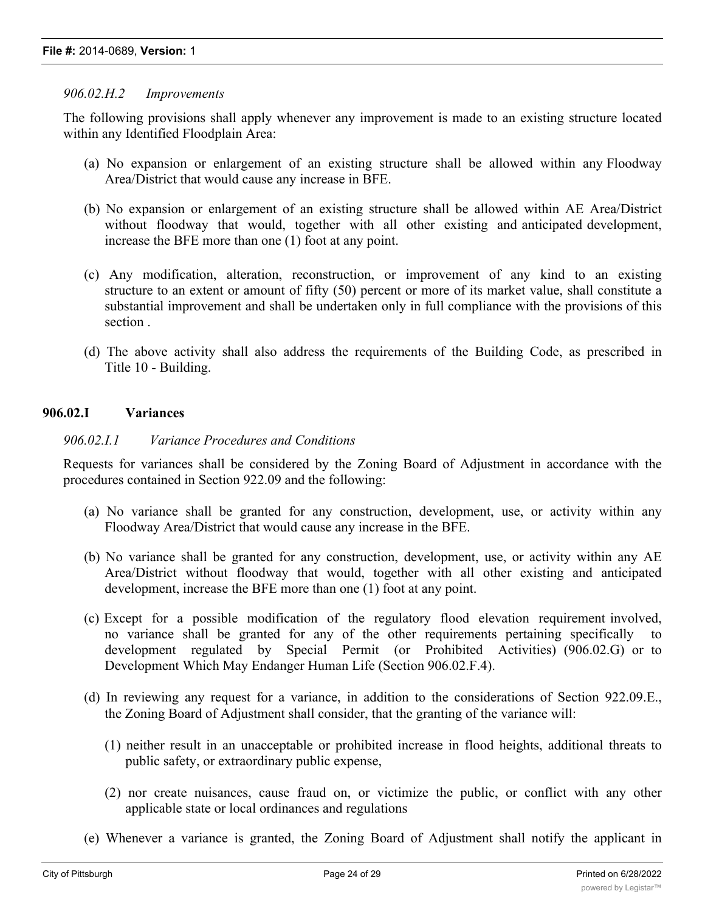*906.02.H.2 Improvements*

The following provisions shall apply whenever any improvement is made to an existing structure located within any Identified Floodplain Area:

(a) No expansion or enlargement of an existing structure shall be allowed within any Floodway Area/District that would cause any increase in BFE.

(b) No expansion or enlargement of an existing structure shall be allowed within AE Area/District without floodway that would, together with all other existing and anticipated development, increase the BFE more than one (1) foot at any point.

(c) Any modification, alteration, reconstruction, or improvement of any kind to an existing structure to an extent or amount of fifty (50) percent or more of its market value, shall constitute a substantial improvement and shall be undertaken only in full compliance with the provisions of this section .

(d) The above activity shall also address the requirements of the Building Code, as prescribed in Title 10 - Building.

## 906.02.I Variances

*906.02.I.1 Variance Procedures and Conditions*

Requests for variances shall be considered by the Zoning Board of Adjustment in accordance with the procedures contained in Section 922.09 and the following:

(a) No variance shall be granted for any construction, development, use, or activity within any Floodway Area/District that would cause any increase in the BFE.

(b) No variance shall be granted for any construction, development, use, or activity within any AE Area/District without floodway that would, together with all other existing and anticipated development, increase the BFE more than one (1) foot at any point.

(c) Except for a possible modification of the regulatory flood elevation requirement involved, no variance shall be granted for any of the other requirements pertaining specifically to development regulated by Special Permit (or Prohibited Activities) (906.02.G) or to Development Which May Endanger Human Life (Section 906.02.F.4).

(d) In reviewing any request for a variance, in addition to the considerations of Section 922.09.E., the Zoning Board of Adjustment shall consider, that the granting of the variance will:

   (1) neither result in an unacceptable or prohibited increase in flood heights, additional threats to public safety, or extraordinary public expense,

   (2) nor create nuisances, cause fraud on, or victimize the public, or conflict with any other applicable state or local ordinances and regulations

(e) Whenever a variance is granted, the Zoning Board of Adjustment shall notify the applicant in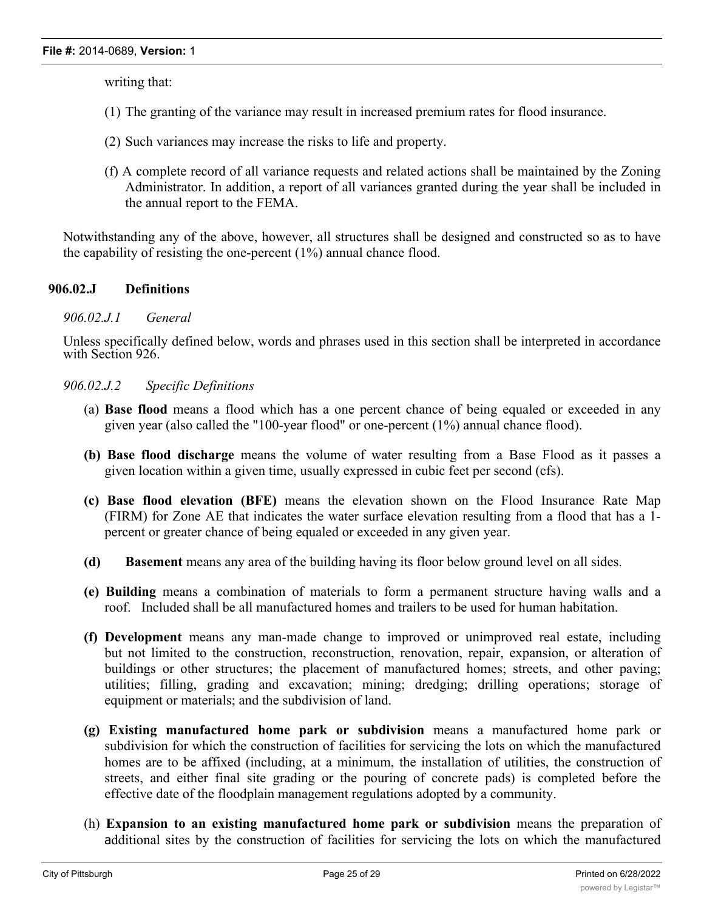writing that:

(1) The granting of the variance may result in increased premium rates for flood insurance.

(2) Such variances may increase the risks to life and property.

(f) A complete record of all variance requests and related actions shall be maintained by the Zoning Administrator. In addition, a report of all variances granted during the year shall be included in the annual report to the FEMA.

Notwithstanding any of the above, however, all structures shall be designed and constructed so as to have the capability of resisting the one-percent (1%) annual chance flood.

### 906.02.J Definitions

*906.02.J.1 General*

Unless specifically defined below, words and phrases used in this section shall be interpreted in accordance with Section 926.

*906.02.J.2 Specific Definitions*

(a) **Base flood** means a flood which has a one percent chance of being equaled or exceeded in any given year (also called the "100-year flood" or one-percent (1%) annual chance flood).

**(b) Base flood discharge** means the volume of water resulting from a Base Flood as it passes a given location within a given time, usually expressed in cubic feet per second (cfs).

**(c) Base flood elevation (BFE)** means the elevation shown on the Flood Insurance Rate Map (FIRM) for Zone AE that indicates the water surface elevation resulting from a flood that has a 1-percent or greater chance of being equaled or exceeded in any given year.

**(d) Basement** means any area of the building having its floor below ground level on all sides.

**(e) Building** means a combination of materials to form a permanent structure having walls and a roof. Included shall be all manufactured homes and trailers to be used for human habitation.

**(f) Development** means any man-made change to improved or unimproved real estate, including but not limited to the construction, reconstruction, renovation, repair, expansion, or alteration of buildings or other structures; the placement of manufactured homes; streets, and other paving; utilities; filling, grading and excavation; mining; dredging; drilling operations; storage of equipment or materials; and the subdivision of land.

**(g) Existing manufactured home park or subdivision** means a manufactured home park or subdivision for which the construction of facilities for servicing the lots on which the manufactured homes are to be affixed (including, at a minimum, the installation of utilities, the construction of streets, and either final site grading or the pouring of concrete pads) is completed before the effective date of the floodplain management regulations adopted by a community.

(h) **Expansion to an existing manufactured home park or subdivision** means the preparation of additional sites by the construction of facilities for servicing the lots on which the manufactured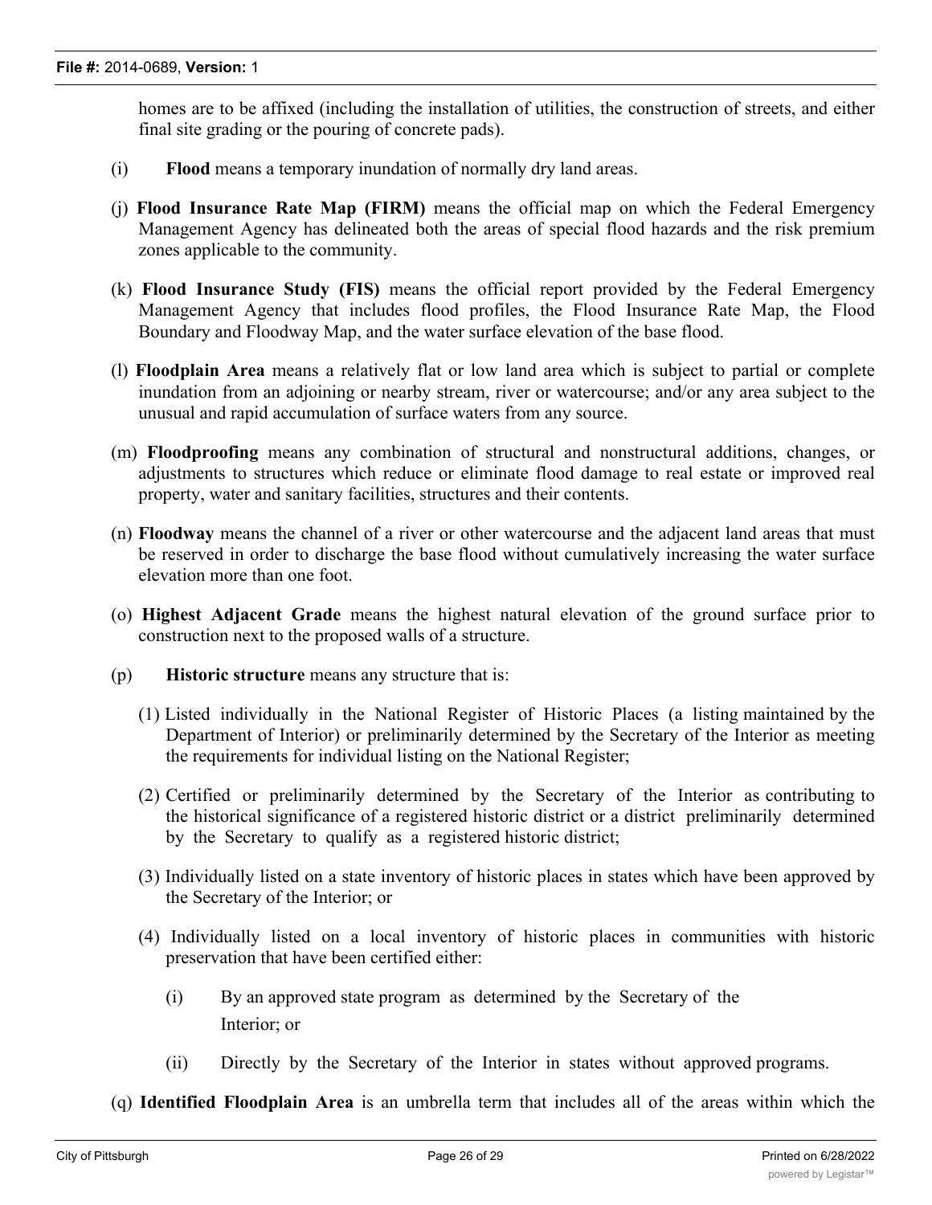homes are to be affixed (including the installation of utilities, the construction of streets, and either final site grading or the pouring of concrete pads).

(i) **Flood** means a temporary inundation of normally dry land areas.

(j) **Flood Insurance Rate Map (FIRM)** means the official map on which the Federal Emergency Management Agency has delineated both the areas of special flood hazards and the risk premium zones applicable to the community.

(k) **Flood Insurance Study (FIS)** means the official report provided by the Federal Emergency Management Agency that includes flood profiles, the Flood Insurance Rate Map, the Flood Boundary and Floodway Map, and the water surface elevation of the base flood.

(l) **Floodplain Area** means a relatively flat or low land area which is subject to partial or complete inundation from an adjoining or nearby stream, river or watercourse; and/or any area subject to the unusual and rapid accumulation of surface waters from any source.

(m) **Floodproofing** means any combination of structural and nonstructural additions, changes, or adjustments to structures which reduce or eliminate flood damage to real estate or improved real property, water and sanitary facilities, structures and their contents.

(n) **Floodway** means the channel of a river or other watercourse and the adjacent land areas that must be reserved in order to discharge the base flood without cumulatively increasing the water surface elevation more than one foot.

(o) **Highest Adjacent Grade** means the highest natural elevation of the ground surface prior to construction next to the proposed walls of a structure.

(p) **Historic structure** means any structure that is:

(1) Listed individually in the National Register of Historic Places (a listing maintained by the Department of Interior) or preliminarily determined by the Secretary of the Interior as meeting the requirements for individual listing on the National Register;

(2) Certified or preliminarily determined by the Secretary of the Interior as contributing to the historical significance of a registered historic district or a district preliminarily determined by the Secretary to qualify as a registered historic district;

(3) Individually listed on a state inventory of historic places in states which have been approved by the Secretary of the Interior; or

(4) Individually listed on a local inventory of historic places in communities with historic preservation that have been certified either:

(i) By an approved state program as determined by the Secretary of the Interior; or

(ii) Directly by the Secretary of the Interior in states without approved programs.

(q) **Identified Floodplain Area** is an umbrella term that includes all of the areas within which the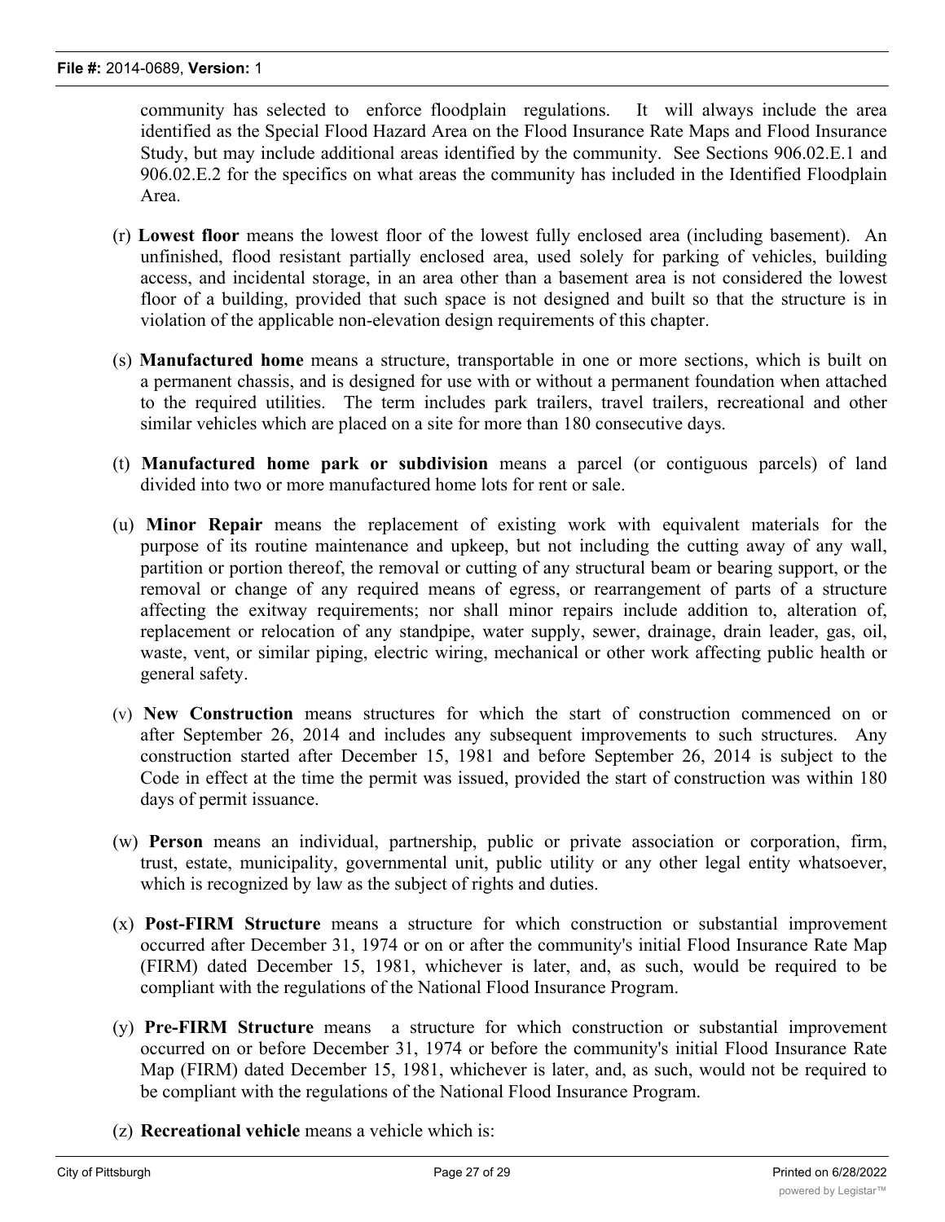community has selected to enforce floodplain regulations. It will always include the area identified as the Special Flood Hazard Area on the Flood Insurance Rate Maps and Flood Insurance Study, but may include additional areas identified by the community. See Sections 906.02.E.1 and 906.02.E.2 for the specifics on what areas the community has included in the Identified Floodplain Area.

(r) **Lowest floor** means the lowest floor of the lowest fully enclosed area (including basement). An unfinished, flood resistant partially enclosed area, used solely for parking of vehicles, building access, and incidental storage, in an area other than a basement area is not considered the lowest floor of a building, provided that such space is not designed and built so that the structure is in violation of the applicable non-elevation design requirements of this chapter.

(s) **Manufactured home** means a structure, transportable in one or more sections, which is built on a permanent chassis, and is designed for use with or without a permanent foundation when attached to the required utilities. The term includes park trailers, travel trailers, recreational and other similar vehicles which are placed on a site for more than 180 consecutive days.

(t) **Manufactured home park or subdivision** means a parcel (or contiguous parcels) of land divided into two or more manufactured home lots for rent or sale.

(u) **Minor Repair** means the replacement of existing work with equivalent materials for the purpose of its routine maintenance and upkeep, but not including the cutting away of any wall, partition or portion thereof, the removal or cutting of any structural beam or bearing support, or the removal or change of any required means of egress, or rearrangement of parts of a structure affecting the exitway requirements; nor shall minor repairs include addition to, alteration of, replacement or relocation of any standpipe, water supply, sewer, drainage, drain leader, gas, oil, waste, vent, or similar piping, electric wiring, mechanical or other work affecting public health or general safety.

(v) **New Construction** means structures for which the start of construction commenced on or after September 26, 2014 and includes any subsequent improvements to such structures. Any construction started after December 15, 1981 and before September 26, 2014 is subject to the Code in effect at the time the permit was issued, provided the start of construction was within 180 days of permit issuance.

(w) **Person** means an individual, partnership, public or private association or corporation, firm, trust, estate, municipality, governmental unit, public utility or any other legal entity whatsoever, which is recognized by law as the subject of rights and duties.

(x) **Post-FIRM Structure** means a structure for which construction or substantial improvement occurred after December 31, 1974 or on or after the community's initial Flood Insurance Rate Map (FIRM) dated December 15, 1981, whichever is later, and, as such, would be required to be compliant with the regulations of the National Flood Insurance Program.

(y) **Pre-FIRM Structure** means a structure for which construction or substantial improvement occurred on or before December 31, 1974 or before the community's initial Flood Insurance Rate Map (FIRM) dated December 15, 1981, whichever is later, and, as such, would not be required to be compliant with the regulations of the National Flood Insurance Program.

(z) **Recreational vehicle** means a vehicle which is: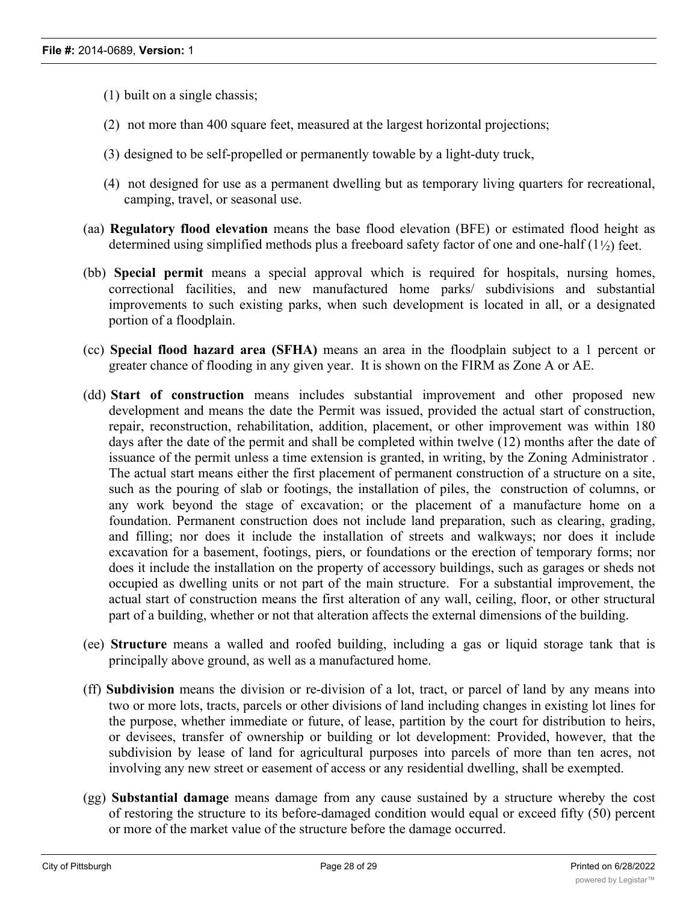(1) built on a single chassis;

(2) not more than 400 square feet, measured at the largest horizontal projections;

(3) designed to be self-propelled or permanently towable by a light-duty truck,

(4) not designed for use as a permanent dwelling but as temporary living quarters for recreational, camping, travel, or seasonal use.

(aa) **Regulatory flood elevation** means the base flood elevation (BFE) or estimated flood height as determined using simplified methods plus a freeboard safety factor of one and one-half (1½) feet.

(bb) **Special permit** means a special approval which is required for hospitals, nursing homes, correctional facilities, and new manufactured home parks/ subdivisions and substantial improvements to such existing parks, when such development is located in all, or a designated portion of a floodplain.

(cc) **Special flood hazard area (SFHA)** means an area in the floodplain subject to a 1 percent or greater chance of flooding in any given year. It is shown on the FIRM as Zone A or AE.

(dd) **Start of construction** means includes substantial improvement and other proposed new development and means the date the Permit was issued, provided the actual start of construction, repair, reconstruction, rehabilitation, addition, placement, or other improvement was within 180 days after the date of the permit and shall be completed within twelve (12) months after the date of issuance of the permit unless a time extension is granted, in writing, by the Zoning Administrator . The actual start means either the first placement of permanent construction of a structure on a site, such as the pouring of slab or footings, the installation of piles, the construction of columns, or any work beyond the stage of excavation; or the placement of a manufacture home on a foundation. Permanent construction does not include land preparation, such as clearing, grading, and filling; nor does it include the installation of streets and walkways; nor does it include excavation for a basement, footings, piers, or foundations or the erection of temporary forms; nor does it include the installation on the property of accessory buildings, such as garages or sheds not occupied as dwelling units or not part of the main structure. For a substantial improvement, the actual start of construction means the first alteration of any wall, ceiling, floor, or other structural part of a building, whether or not that alteration affects the external dimensions of the building.

(ee) **Structure** means a walled and roofed building, including a gas or liquid storage tank that is principally above ground, as well as a manufactured home.

(ff) **Subdivision** means the division or re-division of a lot, tract, or parcel of land by any means into two or more lots, tracts, parcels or other divisions of land including changes in existing lot lines for the purpose, whether immediate or future, of lease, partition by the court for distribution to heirs, or devisees, transfer of ownership or building or lot development: Provided, however, that the subdivision by lease of land for agricultural purposes into parcels of more than ten acres, not involving any new street or easement of access or any residential dwelling, shall be exempted.

(gg) **Substantial damage** means damage from any cause sustained by a structure whereby the cost of restoring the structure to its before-damaged condition would equal or exceed fifty (50) percent or more of the market value of the structure before the damage occurred.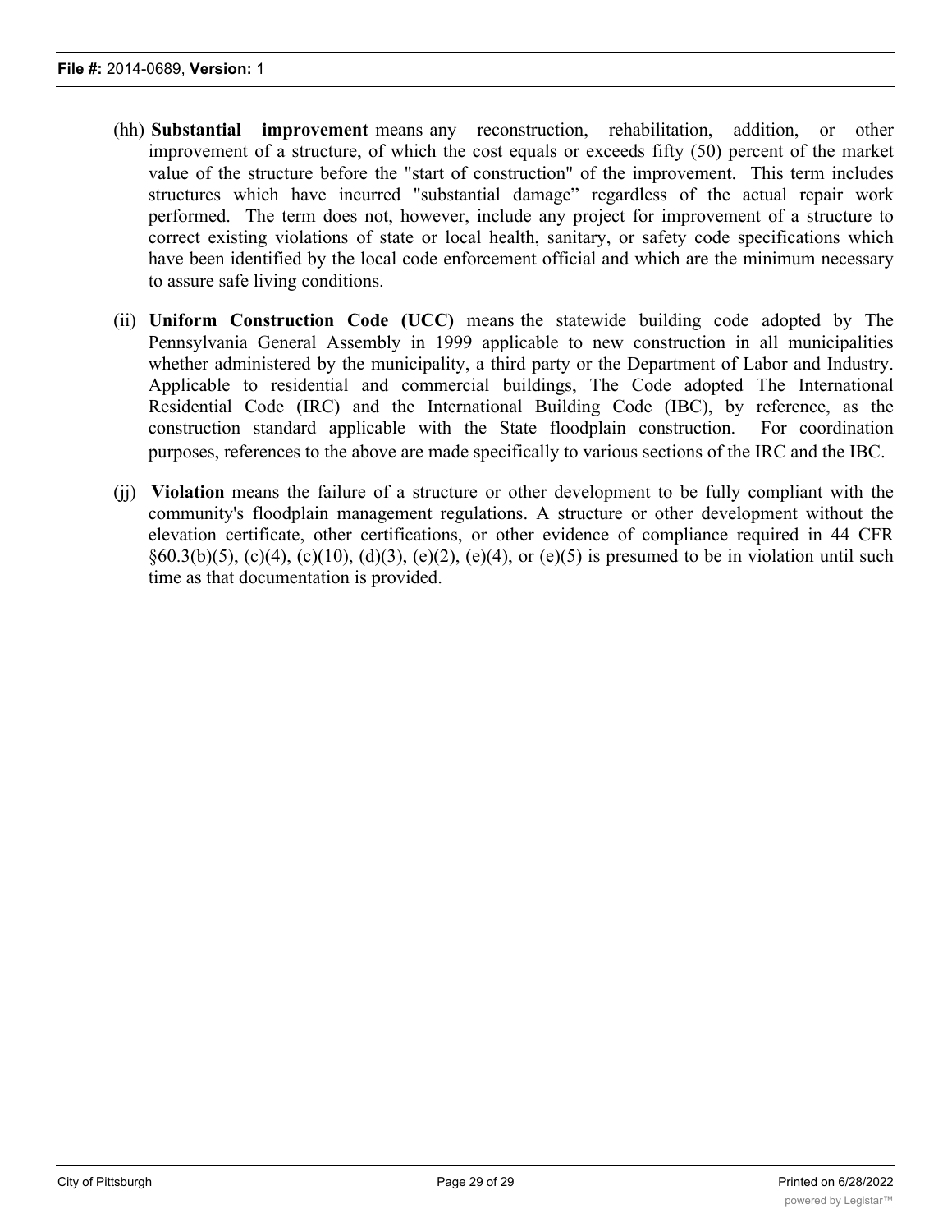(hh) **Substantial improvement** means any reconstruction, rehabilitation, addition, or other improvement of a structure, of which the cost equals or exceeds fifty (50) percent of the market value of the structure before the "start of construction" of the improvement. This term includes structures which have incurred "substantial damage" regardless of the actual repair work performed. The term does not, however, include any project for improvement of a structure to correct existing violations of state or local health, sanitary, or safety code specifications which have been identified by the local code enforcement official and which are the minimum necessary to assure safe living conditions.

(ii) **Uniform Construction Code (UCC)** means the statewide building code adopted by The Pennsylvania General Assembly in 1999 applicable to new construction in all municipalities whether administered by the municipality, a third party or the Department of Labor and Industry. Applicable to residential and commercial buildings, The Code adopted The International Residential Code (IRC) and the International Building Code (IBC), by reference, as the construction standard applicable with the State floodplain construction. For coordination purposes, references to the above are made specifically to various sections of the IRC and the IBC.

(jj) **Violation** means the failure of a structure or other development to be fully compliant with the community's floodplain management regulations. A structure or other development without the elevation certificate, other certifications, or other evidence of compliance required in 44 CFR §60.3(b)(5), (c)(4), (c)(10), (d)(3), (e)(2), (e)(4), or (e)(5) is presumed to be in violation until such time as that documentation is provided.